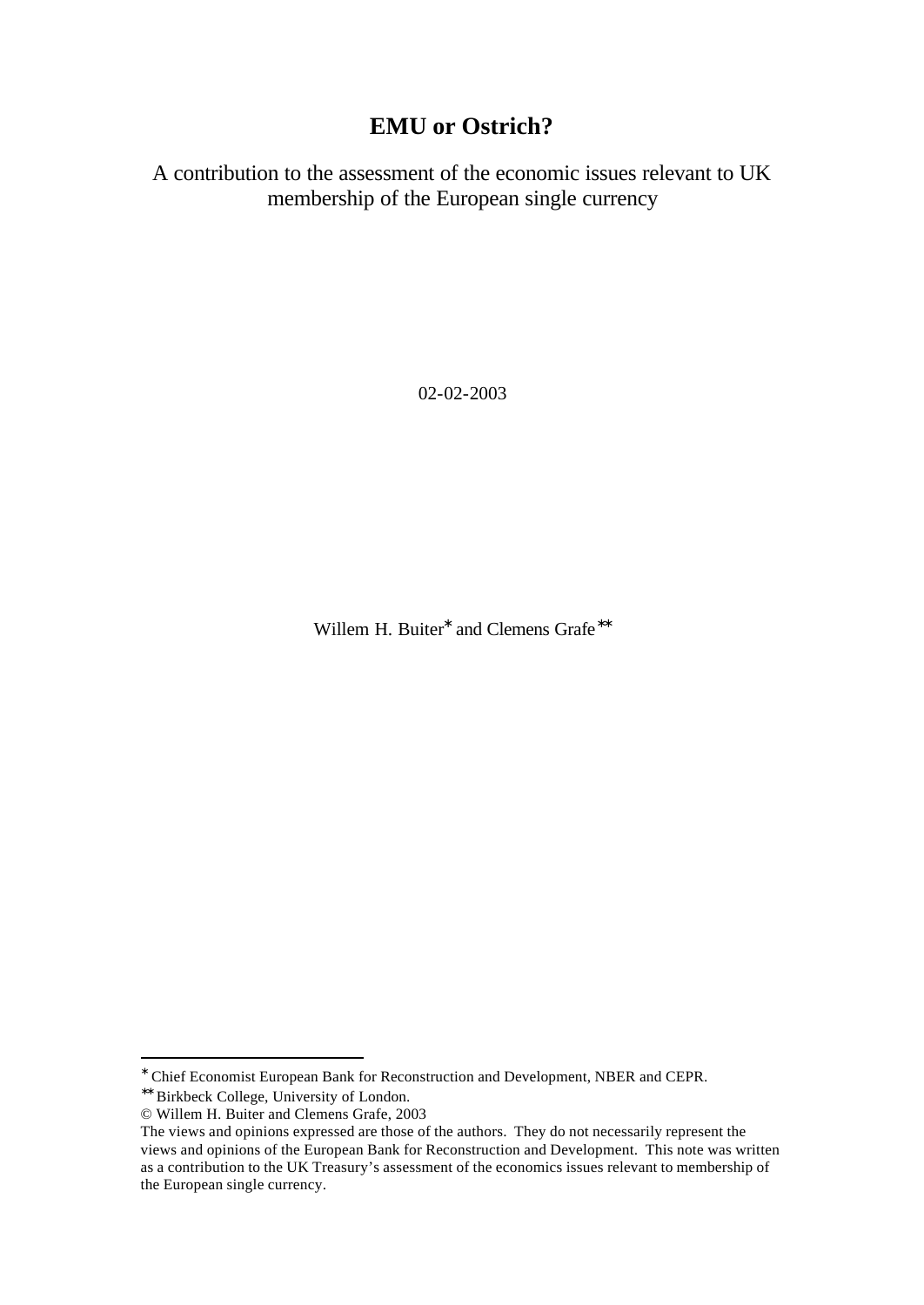# EMU or Ostrich?

A contribution to the assessment of the economic issues relevant to UK membership of the European single currency

02-02-2003

Willem H. Buiter* and Clemens Grafe**

---

* Chief Economist European Bank for Reconstruction and Development, NBER and CEPR.

** Birkbeck College, University of London.

© Willem H. Buiter and Clemens Grafe, 2003

The views and opinions expressed are those of the authors. They do not necessarily represent the views and opinions of the European Bank for Reconstruction and Development. This note was written as a contribution to the UK Treasury's assessment of the economics issues relevant to membership of the European single currency.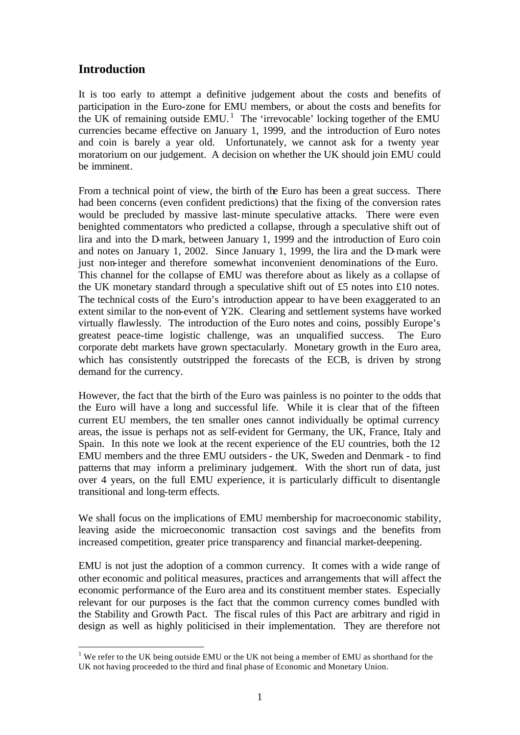## Introduction

It is too early to attempt a definitive judgement about the costs and benefits of participation in the Euro-zone for EMU members, or about the costs and benefits for the UK of remaining outside EMU.[1] The 'irrevocable' locking together of the EMU currencies became effective on January 1, 1999, and the introduction of Euro notes and coin is barely a year old. Unfortunately, we cannot ask for a twenty year moratorium on our judgement. A decision on whether the UK should join EMU could be imminent.

From a technical point of view, the birth of the Euro has been a great success. There had been concerns (even confident predictions) that the fixing of the conversion rates would be precluded by massive last-minute speculative attacks. There were even benighted commentators who predicted a collapse, through a speculative shift out of lira and into the D-mark, between January 1, 1999 and the introduction of Euro coin and notes on January 1, 2002. Since January 1, 1999, the lira and the D-mark were just non-integer and therefore somewhat inconvenient denominations of the Euro. This channel for the collapse of EMU was therefore about as likely as a collapse of the UK monetary standard through a speculative shift out of £5 notes into £10 notes. The technical costs of the Euro's introduction appear to have been exaggerated to an extent similar to the non-event of Y2K. Clearing and settlement systems have worked virtually flawlessly. The introduction of the Euro notes and coins, possibly Europe's greatest peace-time logistic challenge, was an unqualified success. The Euro corporate debt markets have grown spectacularly. Monetary growth in the Euro area, which has consistently outstripped the forecasts of the ECB, is driven by strong demand for the currency.

However, the fact that the birth of the Euro was painless is no pointer to the odds that the Euro will have a long and successful life. While it is clear that of the fifteen current EU members, the ten smaller ones cannot individually be optimal currency areas, the issue is perhaps not as self-evident for Germany, the UK, France, Italy and Spain. In this note we look at the recent experience of the EU countries, both the 12 EMU members and the three EMU outsiders - the UK, Sweden and Denmark - to find patterns that may inform a preliminary judgement. With the short run of data, just over 4 years, on the full EMU experience, it is particularly difficult to disentangle transitional and long-term effects.

We shall focus on the implications of EMU membership for macroeconomic stability, leaving aside the microeconomic transaction cost savings and the benefits from increased competition, greater price transparency and financial market-deepening.

EMU is not just the adoption of a common currency. It comes with a wide range of other economic and political measures, practices and arrangements that will affect the economic performance of the Euro area and its constituent member states. Especially relevant for our purposes is the fact that the common currency comes bundled with the Stability and Growth Pact. The fiscal rules of this Pact are arbitrary and rigid in design as well as highly politicised in their implementation. They are therefore not

[1] We refer to the UK being outside EMU or the UK not being a member of EMU as shorthand for the UK not having proceeded to the third and final phase of Economic and Monetary Union.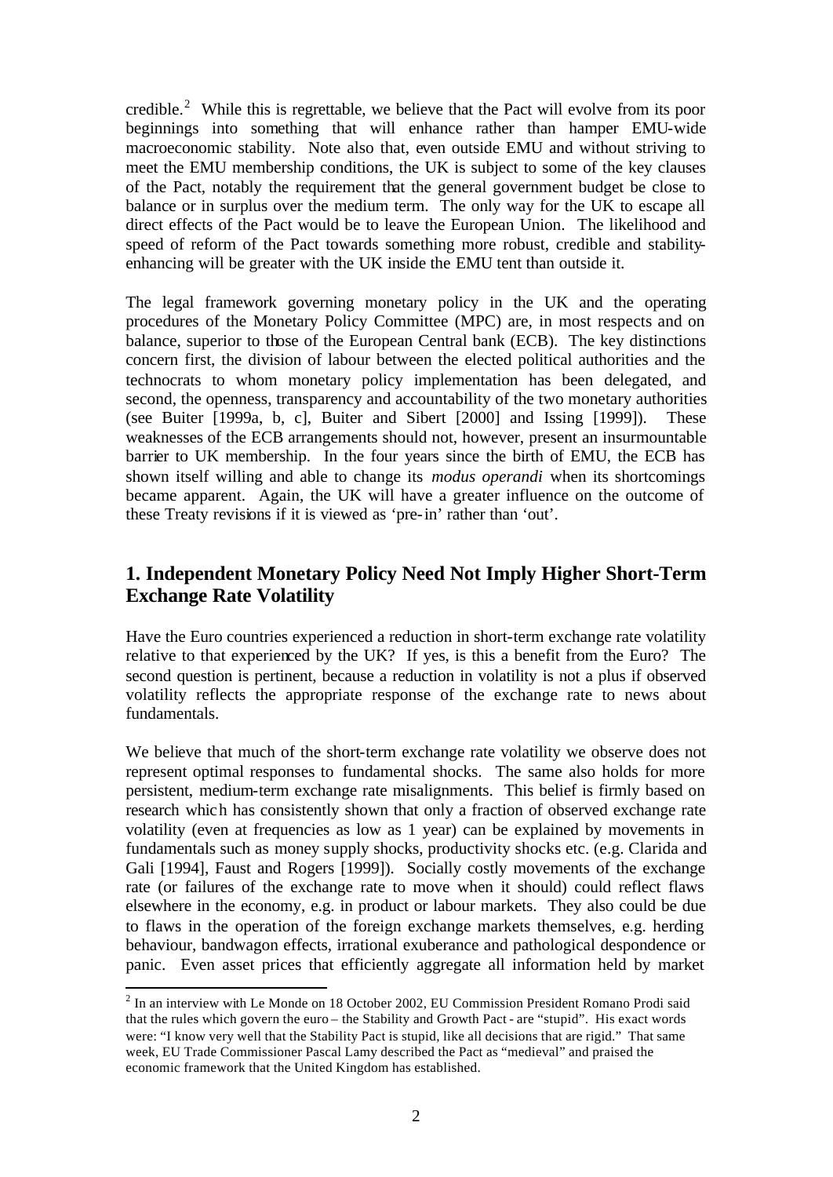credible.[2] While this is regrettable, we believe that the Pact will evolve from its poor beginnings into something that will enhance rather than hamper EMU-wide macroeconomic stability. Note also that, even outside EMU and without striving to meet the EMU membership conditions, the UK is subject to some of the key clauses of the Pact, notably the requirement that the general government budget be close to balance or in surplus over the medium term. The only way for the UK to escape all direct effects of the Pact would be to leave the European Union. The likelihood and speed of reform of the Pact towards something more robust, credible and stability-enhancing will be greater with the UK inside the EMU tent than outside it.

The legal framework governing monetary policy in the UK and the operating procedures of the Monetary Policy Committee (MPC) are, in most respects and on balance, superior to those of the European Central bank (ECB). The key distinctions concern first, the division of labour between the elected political authorities and the technocrats to whom monetary policy implementation has been delegated, and second, the openness, transparency and accountability of the two monetary authorities (see Buiter [1999a, b, c], Buiter and Sibert [2000] and Issing [1999]). These weaknesses of the ECB arrangements should not, however, present an insurmountable barrier to UK membership. In the four years since the birth of EMU, the ECB has shown itself willing and able to change its *modus operandi* when its shortcomings became apparent. Again, the UK will have a greater influence on the outcome of these Treaty revisions if it is viewed as 'pre-in' rather than 'out'.

## 1. Independent Monetary Policy Need Not Imply Higher Short-Term Exchange Rate Volatility

Have the Euro countries experienced a reduction in short-term exchange rate volatility relative to that experienced by the UK? If yes, is this a benefit from the Euro? The second question is pertinent, because a reduction in volatility is not a plus if observed volatility reflects the appropriate response of the exchange rate to news about fundamentals.

We believe that much of the short-term exchange rate volatility we observe does not represent optimal responses to fundamental shocks. The same also holds for more persistent, medium-term exchange rate misalignments. This belief is firmly based on research which has consistently shown that only a fraction of observed exchange rate volatility (even at frequencies as low as 1 year) can be explained by movements in fundamentals such as money supply shocks, productivity shocks etc. (e.g. Clarida and Gali [1994], Faust and Rogers [1999]). Socially costly movements of the exchange rate (or failures of the exchange rate to move when it should) could reflect flaws elsewhere in the economy, e.g. in product or labour markets. They also could be due to flaws in the operation of the foreign exchange markets themselves, e.g. herding behaviour, bandwagon effects, irrational exuberance and pathological despondence or panic. Even asset prices that efficiently aggregate all information held by market

[2] In an interview with Le Monde on 18 October 2002, EU Commission President Romano Prodi said that the rules which govern the euro – the Stability and Growth Pact - are "stupid". His exact words were: "I know very well that the Stability Pact is stupid, like all decisions that are rigid." That same week, EU Trade Commissioner Pascal Lamy described the Pact as "medieval" and praised the economic framework that the United Kingdom has established.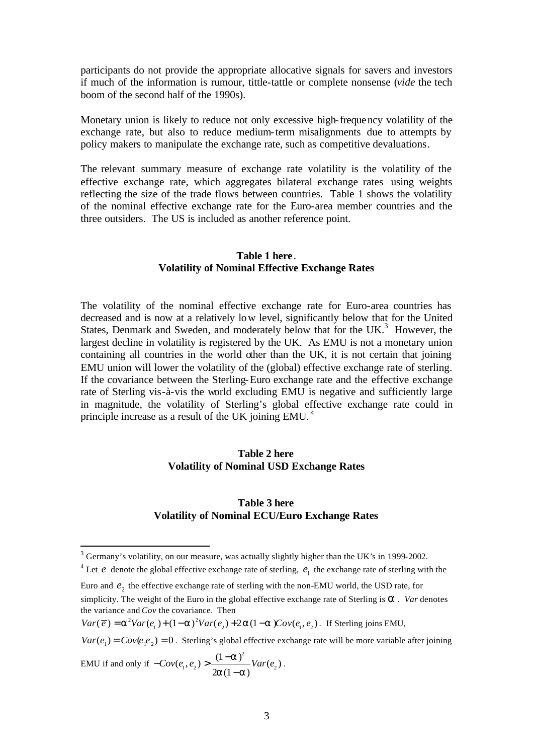participants do not provide the appropriate allocative signals for savers and investors if much of the information is rumour, tittle-tattle or complete nonsense (*vide* the tech boom of the second half of the 1990s).

Monetary union is likely to reduce not only excessive high-frequency volatility of the exchange rate, but also to reduce medium-term misalignments due to attempts by policy makers to manipulate the exchange rate, such as competitive devaluations.

The relevant summary measure of exchange rate volatility is the volatility of the effective exchange rate, which aggregates bilateral exchange rates using weights reflecting the size of the trade flows between countries. Table 1 shows the volatility of the nominal effective exchange rate for the Euro-area member countries and the three outsiders. The US is included as another reference point.

**Table 1 here.**
**Volatility of Nominal Effective Exchange Rates**

The volatility of the nominal effective exchange rate for Euro-area countries has decreased and is now at a relatively low level, significantly below that for the United States, Denmark and Sweden, and moderately below that for the UK.[3] However, the largest decline in volatility is registered by the UK. As EMU is not a monetary union containing all countries in the world other than the UK, it is not certain that joining EMU union will lower the volatility of the (global) effective exchange rate of sterling. If the covariance between the Sterling-Euro exchange rate and the effective exchange rate of Sterling vis-à-vis the world excluding EMU is negative and sufficiently large in magnitude, the volatility of Sterling's global effective exchange rate could in principle increase as a result of the UK joining EMU.[4]

**Table 2 here**
**Volatility of Nominal USD Exchange Rates**

**Table 3 here**
**Volatility of Nominal ECU/Euro Exchange Rates**

---

[3] Germany's volatility, on our measure, was actually slightly higher than the UK's in 1999-2002.

[4] Let $\bar{e}$ denote the global effective exchange rate of sterling, $e_1$ the exchange rate of sterling with the Euro and $e_2$ the effective exchange rate of sterling with the non-EMU world, the USD rate, for simplicity. The weight of the Euro in the global effective exchange rate of Sterling is $\alpha$. *Var* denotes the variance and *Cov* the covariance. Then $Var(\bar{e}) = \alpha^2 Var(e_1) + (1-\alpha)^2 Var(e_2) + 2\alpha(1-\alpha)Cov(e_1, e_2)$. If Sterling joins EMU, $Var(e_1) = Cov(e_1 e_2) = 0$. Sterling's global effective exchange rate will be more variable after joining EMU if and only if $-Cov(e_1, e_2) > \frac{(1-\alpha)^2}{2\alpha(1-\alpha)} Var(e_2)$.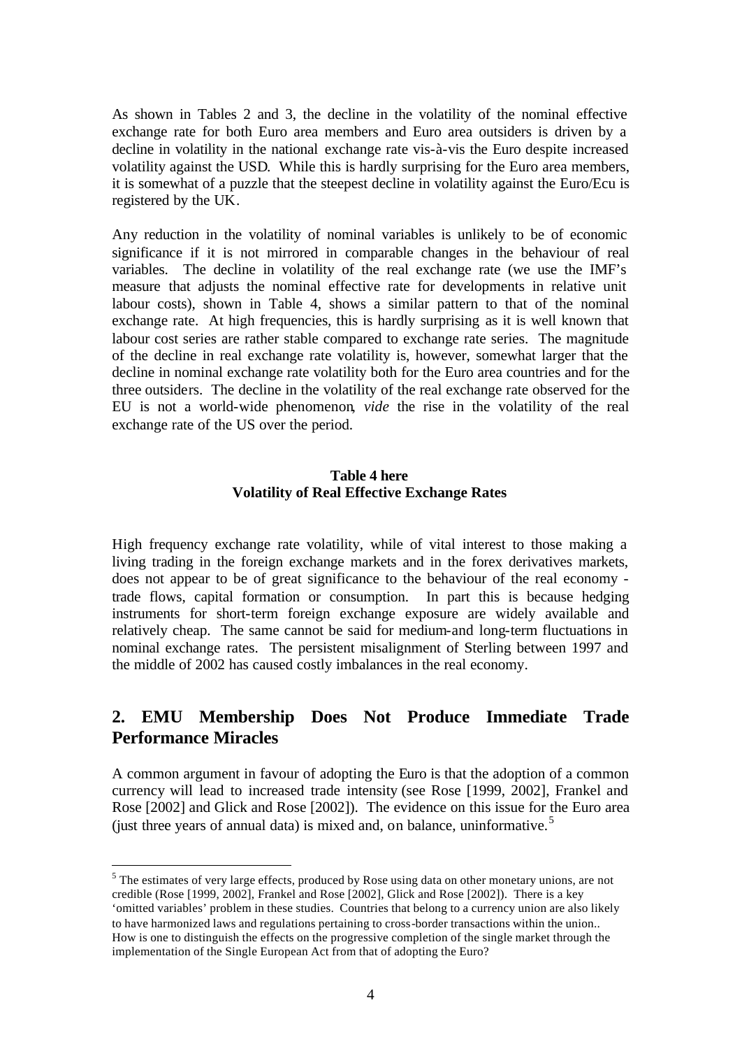As shown in Tables 2 and 3, the decline in the volatility of the nominal effective exchange rate for both Euro area members and Euro area outsiders is driven by a decline in volatility in the national exchange rate vis-à-vis the Euro despite increased volatility against the USD. While this is hardly surprising for the Euro area members, it is somewhat of a puzzle that the steepest decline in volatility against the Euro/Ecu is registered by the UK.

Any reduction in the volatility of nominal variables is unlikely to be of economic significance if it is not mirrored in comparable changes in the behaviour of real variables. The decline in volatility of the real exchange rate (we use the IMF's measure that adjusts the nominal effective rate for developments in relative unit labour costs), shown in Table 4, shows a similar pattern to that of the nominal exchange rate. At high frequencies, this is hardly surprising as it is well known that labour cost series are rather stable compared to exchange rate series. The magnitude of the decline in real exchange rate volatility is, however, somewhat larger that the decline in nominal exchange rate volatility both for the Euro area countries and for the three outsiders. The decline in the volatility of the real exchange rate observed for the EU is not a world-wide phenomenon, *vide* the rise in the volatility of the real exchange rate of the US over the period.

**Table 4 here**
**Volatility of Real Effective Exchange Rates**

High frequency exchange rate volatility, while of vital interest to those making a living trading in the foreign exchange markets and in the forex derivatives markets, does not appear to be of great significance to the behaviour of the real economy - trade flows, capital formation or consumption. In part this is because hedging instruments for short-term foreign exchange exposure are widely available and relatively cheap. The same cannot be said for medium-and long-term fluctuations in nominal exchange rates. The persistent misalignment of Sterling between 1997 and the middle of 2002 has caused costly imbalances in the real economy.

## 2. EMU Membership Does Not Produce Immediate Trade Performance Miracles

A common argument in favour of adopting the Euro is that the adoption of a common currency will lead to increased trade intensity (see Rose [1999, 2002], Frankel and Rose [2002] and Glick and Rose [2002]). The evidence on this issue for the Euro area (just three years of annual data) is mixed and, on balance, uninformative.[5]

[5] The estimates of very large effects, produced by Rose using data on other monetary unions, are not credible (Rose [1999, 2002], Frankel and Rose [2002], Glick and Rose [2002]). There is a key 'omitted variables' problem in these studies. Countries that belong to a currency union are also likely to have harmonized laws and regulations pertaining to cross-border transactions within the union.. How is one to distinguish the effects on the progressive completion of the single market through the implementation of the Single European Act from that of adopting the Euro?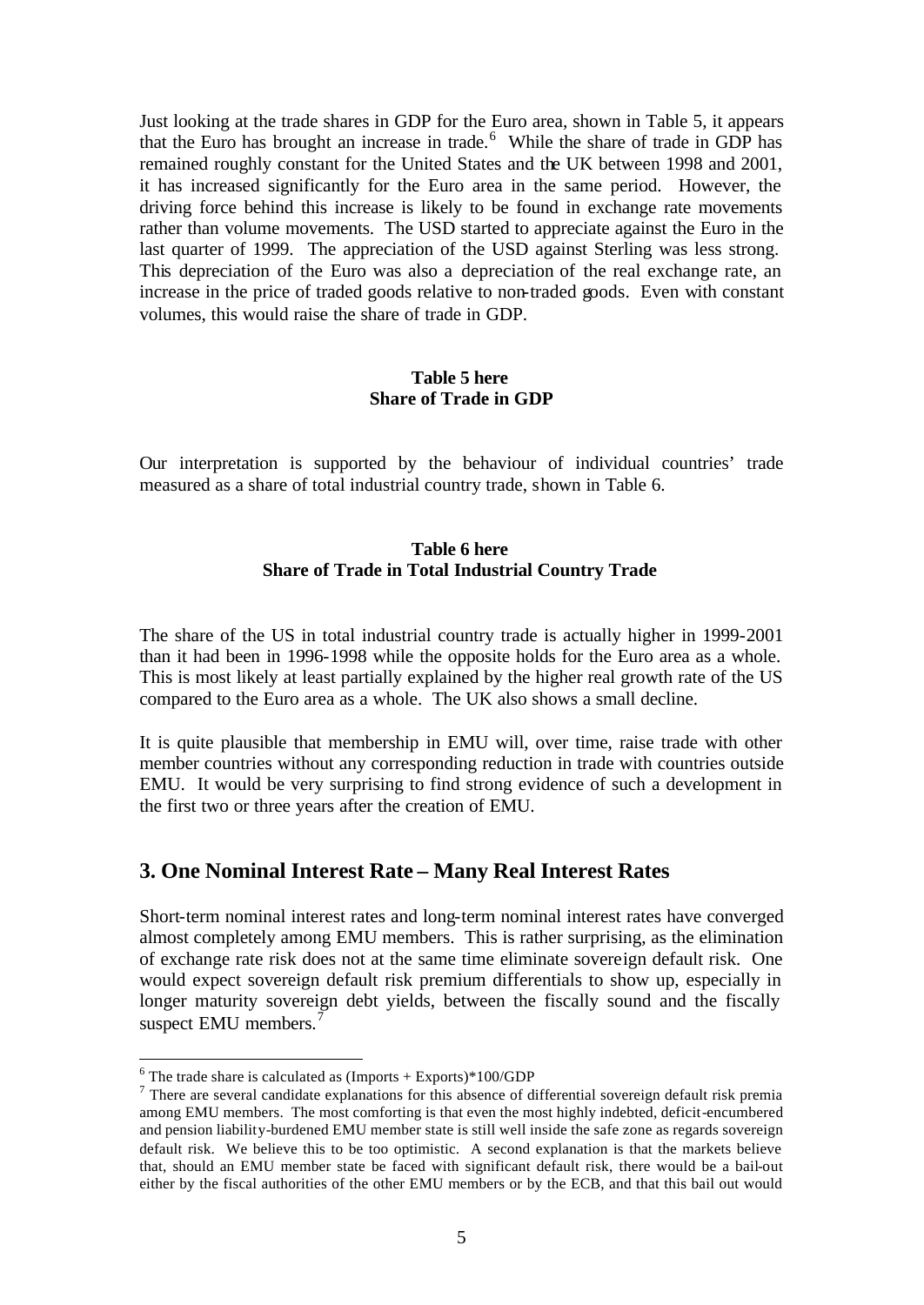Just looking at the trade shares in GDP for the Euro area, shown in Table 5, it appears that the Euro has brought an increase in trade.[6] While the share of trade in GDP has remained roughly constant for the United States and the UK between 1998 and 2001, it has increased significantly for the Euro area in the same period. However, the driving force behind this increase is likely to be found in exchange rate movements rather than volume movements. The USD started to appreciate against the Euro in the last quarter of 1999. The appreciation of the USD against Sterling was less strong. This depreciation of the Euro was also a depreciation of the real exchange rate, an increase in the price of traded goods relative to non-traded goods. Even with constant volumes, this would raise the share of trade in GDP.

**Table 5 here**
**Share of Trade in GDP**

Our interpretation is supported by the behaviour of individual countries' trade measured as a share of total industrial country trade, shown in Table 6.

**Table 6 here**
**Share of Trade in Total Industrial Country Trade**

The share of the US in total industrial country trade is actually higher in 1999-2001 than it had been in 1996-1998 while the opposite holds for the Euro area as a whole. This is most likely at least partially explained by the higher real growth rate of the US compared to the Euro area as a whole. The UK also shows a small decline.

It is quite plausible that membership in EMU will, over time, raise trade with other member countries without any corresponding reduction in trade with countries outside EMU. It would be very surprising to find strong evidence of such a development in the first two or three years after the creation of EMU.

## 3. One Nominal Interest Rate – Many Real Interest Rates

Short-term nominal interest rates and long-term nominal interest rates have converged almost completely among EMU members. This is rather surprising, as the elimination of exchange rate risk does not at the same time eliminate sovereign default risk. One would expect sovereign default risk premium differentials to show up, especially in longer maturity sovereign debt yields, between the fiscally sound and the fiscally suspect EMU members.[7]

---

[6] The trade share is calculated as (Imports + Exports)*100/GDP

[7] There are several candidate explanations for this absence of differential sovereign default risk premia among EMU members. The most comforting is that even the most highly indebted, deficit-encumbered and pension liability-burdened EMU member state is still well inside the safe zone as regards sovereign default risk. We believe this to be too optimistic. A second explanation is that the markets believe that, should an EMU member state be faced with significant default risk, there would be a bail-out either by the fiscal authorities of the other EMU members or by the ECB, and that this bail out would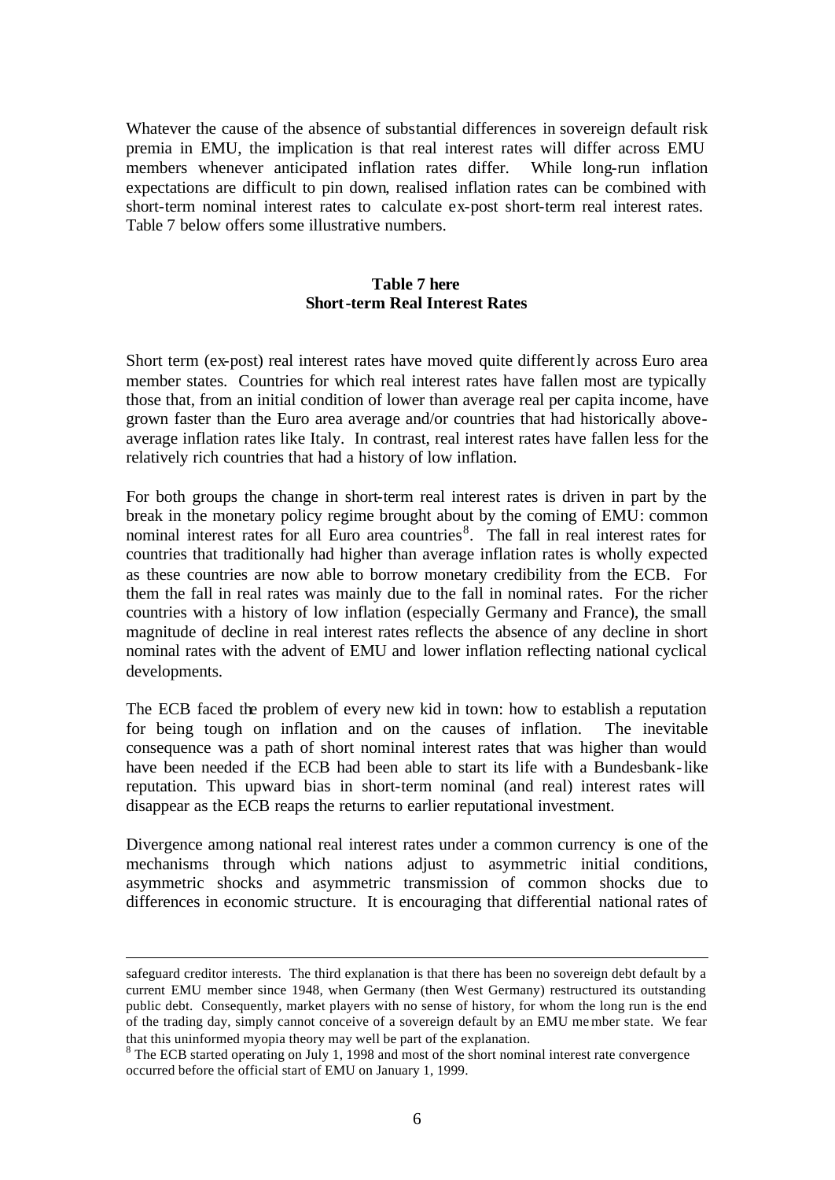Whatever the cause of the absence of substantial differences in sovereign default risk premia in EMU, the implication is that real interest rates will differ across EMU members whenever anticipated inflation rates differ. While long-run inflation expectations are difficult to pin down, realised inflation rates can be combined with short-term nominal interest rates to calculate ex-post short-term real interest rates. Table 7 below offers some illustrative numbers.

**Table 7 here**
**Short-term Real Interest Rates**

Short term (ex-post) real interest rates have moved quite differently across Euro area member states. Countries for which real interest rates have fallen most are typically those that, from an initial condition of lower than average real per capita income, have grown faster than the Euro area average and/or countries that had historically above-average inflation rates like Italy. In contrast, real interest rates have fallen less for the relatively rich countries that had a history of low inflation.

For both groups the change in short-term real interest rates is driven in part by the break in the monetary policy regime brought about by the coming of EMU: common nominal interest rates for all Euro area countries[8]. The fall in real interest rates for countries that traditionally had higher than average inflation rates is wholly expected as these countries are now able to borrow monetary credibility from the ECB. For them the fall in real rates was mainly due to the fall in nominal rates. For the richer countries with a history of low inflation (especially Germany and France), the small magnitude of decline in real interest rates reflects the absence of any decline in short nominal rates with the advent of EMU and lower inflation reflecting national cyclical developments.

The ECB faced the problem of every new kid in town: how to establish a reputation for being tough on inflation and on the causes of inflation. The inevitable consequence was a path of short nominal interest rates that was higher than would have been needed if the ECB had been able to start its life with a Bundesbank-like reputation. This upward bias in short-term nominal (and real) interest rates will disappear as the ECB reaps the returns to earlier reputational investment.

Divergence among national real interest rates under a common currency is one of the mechanisms through which nations adjust to asymmetric initial conditions, asymmetric shocks and asymmetric transmission of common shocks due to differences in economic structure. It is encouraging that differential national rates of

safeguard creditor interests. The third explanation is that there has been no sovereign debt default by a current EMU member since 1948, when Germany (then West Germany) restructured its outstanding public debt. Consequently, market players with no sense of history, for whom the long run is the end of the trading day, simply cannot conceive of a sovereign default by an EMU member state. We fear that this uninformed myopia theory may well be part of the explanation.

[8] The ECB started operating on July 1, 1998 and most of the short nominal interest rate convergence occurred before the official start of EMU on January 1, 1999.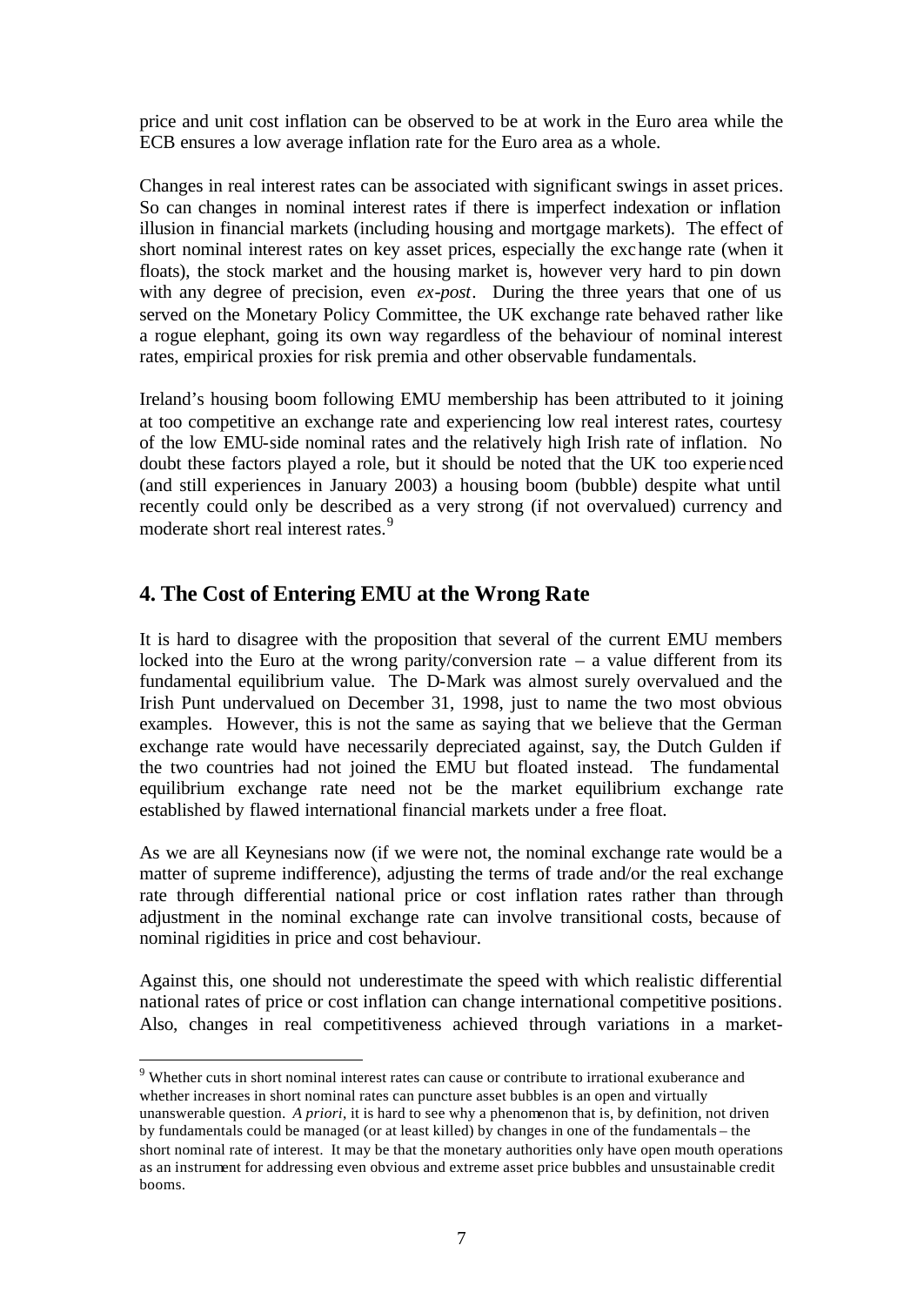price and unit cost inflation can be observed to be at work in the Euro area while the ECB ensures a low average inflation rate for the Euro area as a whole.

Changes in real interest rates can be associated with significant swings in asset prices. So can changes in nominal interest rates if there is imperfect indexation or inflation illusion in financial markets (including housing and mortgage markets). The effect of short nominal interest rates on key asset prices, especially the exchange rate (when it floats), the stock market and the housing market is, however very hard to pin down with any degree of precision, even *ex-post*. During the three years that one of us served on the Monetary Policy Committee, the UK exchange rate behaved rather like a rogue elephant, going its own way regardless of the behaviour of nominal interest rates, empirical proxies for risk premia and other observable fundamentals.

Ireland's housing boom following EMU membership has been attributed to it joining at too competitive an exchange rate and experiencing low real interest rates, courtesy of the low EMU-side nominal rates and the relatively high Irish rate of inflation. No doubt these factors played a role, but it should be noted that the UK too experienced (and still experiences in January 2003) a housing boom (bubble) despite what until recently could only be described as a very strong (if not overvalued) currency and moderate short real interest rates.[9]

## 4. The Cost of Entering EMU at the Wrong Rate

It is hard to disagree with the proposition that several of the current EMU members locked into the Euro at the wrong parity/conversion rate – a value different from its fundamental equilibrium value. The D-Mark was almost surely overvalued and the Irish Punt undervalued on December 31, 1998, just to name the two most obvious examples. However, this is not the same as saying that we believe that the German exchange rate would have necessarily depreciated against, say, the Dutch Gulden if the two countries had not joined the EMU but floated instead. The fundamental equilibrium exchange rate need not be the market equilibrium exchange rate established by flawed international financial markets under a free float.

As we are all Keynesians now (if we were not, the nominal exchange rate would be a matter of supreme indifference), adjusting the terms of trade and/or the real exchange rate through differential national price or cost inflation rates rather than through adjustment in the nominal exchange rate can involve transitional costs, because of nominal rigidities in price and cost behaviour.

Against this, one should not underestimate the speed with which realistic differential national rates of price or cost inflation can change international competitive positions. Also, changes in real competitiveness achieved through variations in a market-

[9] Whether cuts in short nominal interest rates can cause or contribute to irrational exuberance and whether increases in short nominal rates can puncture asset bubbles is an open and virtually unanswerable question. *A priori*, it is hard to see why a phenomenon that is, by definition, not driven by fundamentals could be managed (or at least killed) by changes in one of the fundamentals – the short nominal rate of interest. It may be that the monetary authorities only have open mouth operations as an instrument for addressing even obvious and extreme asset price bubbles and unsustainable credit booms.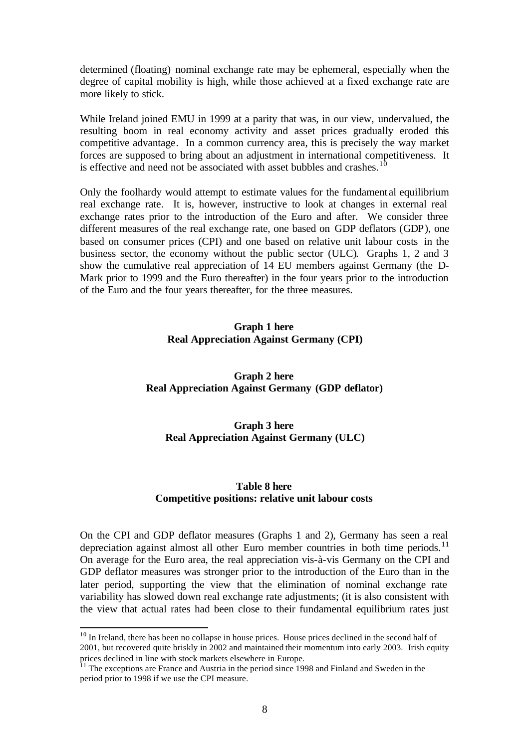determined (floating) nominal exchange rate may be ephemeral, especially when the degree of capital mobility is high, while those achieved at a fixed exchange rate are more likely to stick.

While Ireland joined EMU in 1999 at a parity that was, in our view, undervalued, the resulting boom in real economy activity and asset prices gradually eroded this competitive advantage. In a common currency area, this is precisely the way market forces are supposed to bring about an adjustment in international competitiveness. It is effective and need not be associated with asset bubbles and crashes.[10]

Only the foolhardy would attempt to estimate values for the fundamental equilibrium real exchange rate. It is, however, instructive to look at changes in external real exchange rates prior to the introduction of the Euro and after. We consider three different measures of the real exchange rate, one based on GDP deflators (GDP), one based on consumer prices (CPI) and one based on relative unit labour costs in the business sector, the economy without the public sector (ULC). Graphs 1, 2 and 3 show the cumulative real appreciation of 14 EU members against Germany (the D-Mark prior to 1999 and the Euro thereafter) in the four years prior to the introduction of the Euro and the four years thereafter, for the three measures.

**Graph 1 here**
**Real Appreciation Against Germany (CPI)**

**Graph 2 here**
**Real Appreciation Against Germany (GDP deflator)**

**Graph 3 here**
**Real Appreciation Against Germany (ULC)**

**Table 8 here**
**Competitive positions: relative unit labour costs**

On the CPI and GDP deflator measures (Graphs 1 and 2), Germany has seen a real depreciation against almost all other Euro member countries in both time periods.[11] On average for the Euro area, the real appreciation vis-à-vis Germany on the CPI and GDP deflator measures was stronger prior to the introduction of the Euro than in the later period, supporting the view that the elimination of nominal exchange rate variability has slowed down real exchange rate adjustments; (it is also consistent with the view that actual rates had been close to their fundamental equilibrium rates just

---

[10] In Ireland, there has been no collapse in house prices. House prices declined in the second half of 2001, but recovered quite briskly in 2002 and maintained their momentum into early 2003. Irish equity prices declined in line with stock markets elsewhere in Europe.

[11] The exceptions are France and Austria in the period since 1998 and Finland and Sweden in the period prior to 1998 if we use the CPI measure.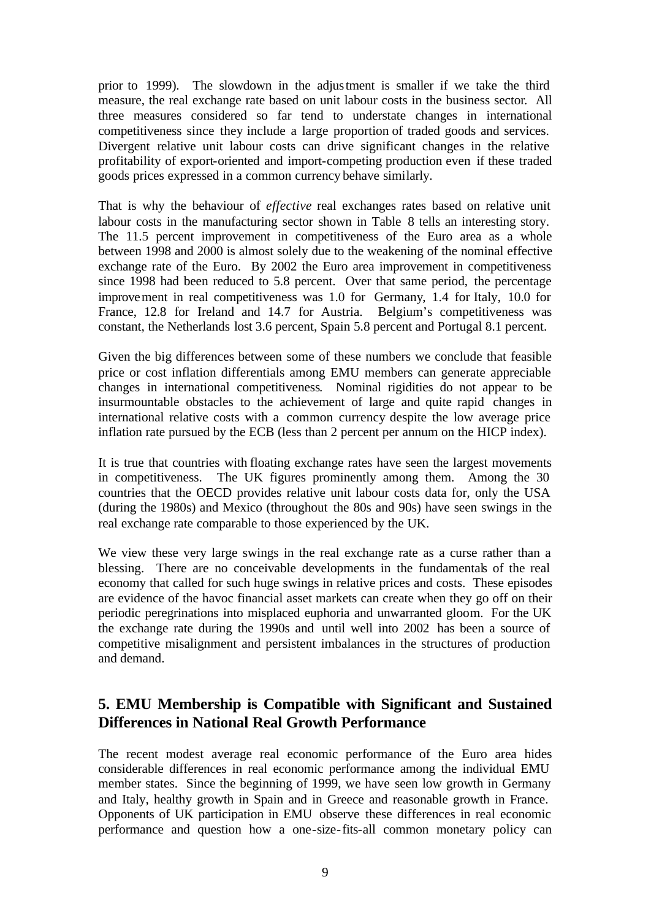prior to 1999). The slowdown in the adjustment is smaller if we take the third measure, the real exchange rate based on unit labour costs in the business sector. All three measures considered so far tend to understate changes in international competitiveness since they include a large proportion of traded goods and services. Divergent relative unit labour costs can drive significant changes in the relative profitability of export-oriented and import-competing production even if these traded goods prices expressed in a common currency behave similarly.

That is why the behaviour of *effective* real exchanges rates based on relative unit labour costs in the manufacturing sector shown in Table 8 tells an interesting story. The 11.5 percent improvement in competitiveness of the Euro area as a whole between 1998 and 2000 is almost solely due to the weakening of the nominal effective exchange rate of the Euro. By 2002 the Euro area improvement in competitiveness since 1998 had been reduced to 5.8 percent. Over that same period, the percentage improvement in real competitiveness was 1.0 for Germany, 1.4 for Italy, 10.0 for France, 12.8 for Ireland and 14.7 for Austria. Belgium's competitiveness was constant, the Netherlands lost 3.6 percent, Spain 5.8 percent and Portugal 8.1 percent.

Given the big differences between some of these numbers we conclude that feasible price or cost inflation differentials among EMU members can generate appreciable changes in international competitiveness. Nominal rigidities do not appear to be insurmountable obstacles to the achievement of large and quite rapid changes in international relative costs with a common currency despite the low average price inflation rate pursued by the ECB (less than 2 percent per annum on the HICP index).

It is true that countries with floating exchange rates have seen the largest movements in competitiveness. The UK figures prominently among them. Among the 30 countries that the OECD provides relative unit labour costs data for, only the USA (during the 1980s) and Mexico (throughout the 80s and 90s) have seen swings in the real exchange rate comparable to those experienced by the UK.

We view these very large swings in the real exchange rate as a curse rather than a blessing. There are no conceivable developments in the fundamentals of the real economy that called for such huge swings in relative prices and costs. These episodes are evidence of the havoc financial asset markets can create when they go off on their periodic peregrinations into misplaced euphoria and unwarranted gloom. For the UK the exchange rate during the 1990s and until well into 2002 has been a source of competitive misalignment and persistent imbalances in the structures of production and demand.

## 5. EMU Membership is Compatible with Significant and Sustained Differences in National Real Growth Performance

The recent modest average real economic performance of the Euro area hides considerable differences in real economic performance among the individual EMU member states. Since the beginning of 1999, we have seen low growth in Germany and Italy, healthy growth in Spain and in Greece and reasonable growth in France. Opponents of UK participation in EMU observe these differences in real economic performance and question how a one-size-fits-all common monetary policy can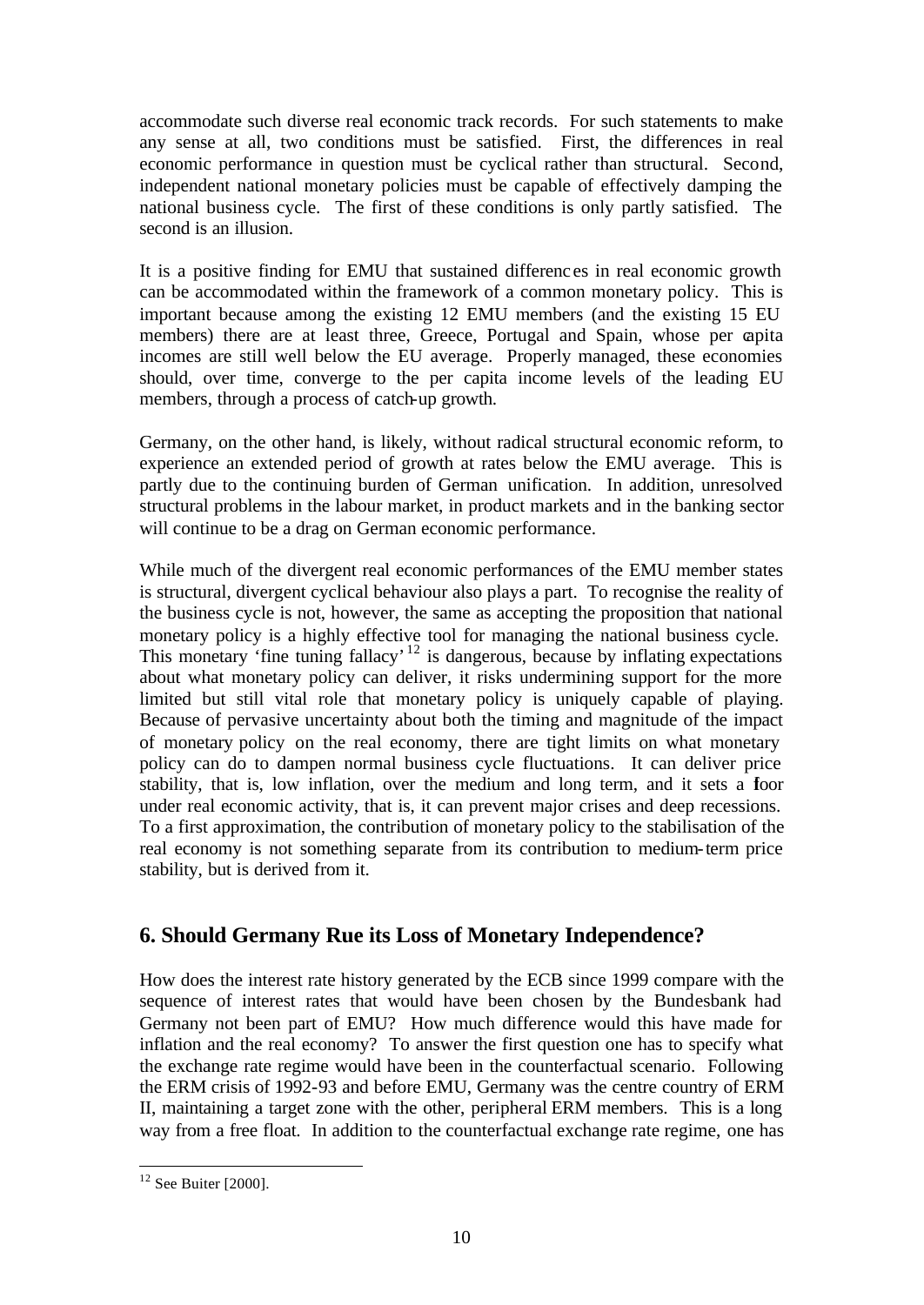accommodate such diverse real economic track records. For such statements to make any sense at all, two conditions must be satisfied. First, the differences in real economic performance in question must be cyclical rather than structural. Second, independent national monetary policies must be capable of effectively damping the national business cycle. The first of these conditions is only partly satisfied. The second is an illusion.

It is a positive finding for EMU that sustained differences in real economic growth can be accommodated within the framework of a common monetary policy. This is important because among the existing 12 EMU members (and the existing 15 EU members) there are at least three, Greece, Portugal and Spain, whose per capita incomes are still well below the EU average. Properly managed, these economies should, over time, converge to the per capita income levels of the leading EU members, through a process of catch-up growth.

Germany, on the other hand, is likely, without radical structural economic reform, to experience an extended period of growth at rates below the EMU average. This is partly due to the continuing burden of German unification. In addition, unresolved structural problems in the labour market, in product markets and in the banking sector will continue to be a drag on German economic performance.

While much of the divergent real economic performances of the EMU member states is structural, divergent cyclical behaviour also plays a part. To recognise the reality of the business cycle is not, however, the same as accepting the proposition that national monetary policy is a highly effective tool for managing the national business cycle. This monetary 'fine tuning fallacy'[12] is dangerous, because by inflating expectations about what monetary policy can deliver, it risks undermining support for the more limited but still vital role that monetary policy is uniquely capable of playing. Because of pervasive uncertainty about both the timing and magnitude of the impact of monetary policy on the real economy, there are tight limits on what monetary policy can do to dampen normal business cycle fluctuations. It can deliver price stability, that is, low inflation, over the medium and long term, and it sets a floor under real economic activity, that is, it can prevent major crises and deep recessions. To a first approximation, the contribution of monetary policy to the stabilisation of the real economy is not something separate from its contribution to medium-term price stability, but is derived from it.

## 6. Should Germany Rue its Loss of Monetary Independence?

How does the interest rate history generated by the ECB since 1999 compare with the sequence of interest rates that would have been chosen by the Bundesbank had Germany not been part of EMU? How much difference would this have made for inflation and the real economy? To answer the first question one has to specify what the exchange rate regime would have been in the counterfactual scenario. Following the ERM crisis of 1992-93 and before EMU, Germany was the centre country of ERM II, maintaining a target zone with the other, peripheral ERM members. This is a long way from a free float. In addition to the counterfactual exchange rate regime, one has

[12] See Buiter [2000].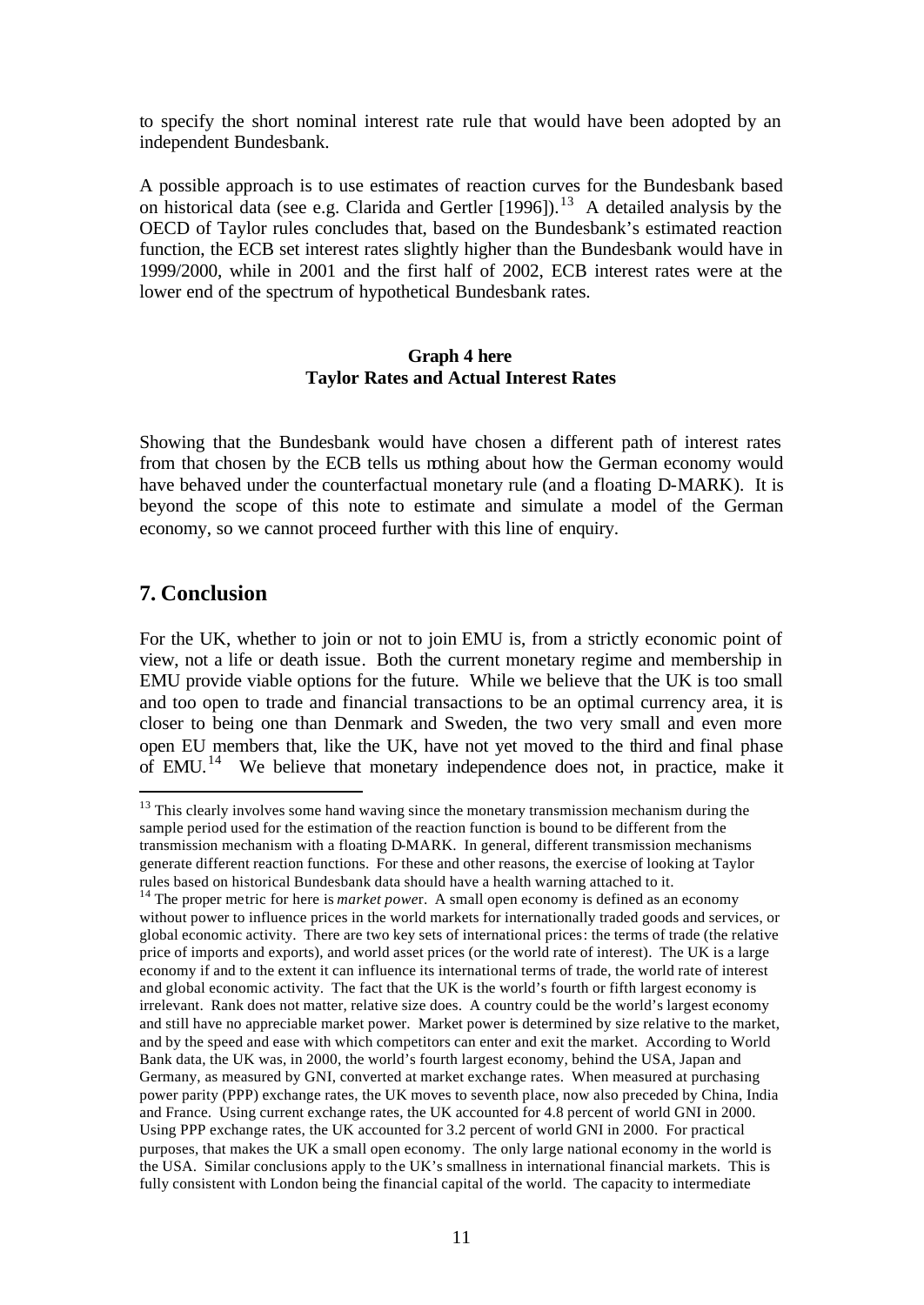to specify the short nominal interest rate rule that would have been adopted by an independent Bundesbank.

A possible approach is to use estimates of reaction curves for the Bundesbank based on historical data (see e.g. Clarida and Gertler [1996]).[13] A detailed analysis by the OECD of Taylor rules concludes that, based on the Bundesbank's estimated reaction function, the ECB set interest rates slightly higher than the Bundesbank would have in 1999/2000, while in 2001 and the first half of 2002, ECB interest rates were at the lower end of the spectrum of hypothetical Bundesbank rates.

**Graph 4 here**
**Taylor Rates and Actual Interest Rates**

Showing that the Bundesbank would have chosen a different path of interest rates from that chosen by the ECB tells us nothing about how the German economy would have behaved under the counterfactual monetary rule (and a floating D-MARK). It is beyond the scope of this note to estimate and simulate a model of the German economy, so we cannot proceed further with this line of enquiry.

## 7. Conclusion

For the UK, whether to join or not to join EMU is, from a strictly economic point of view, not a life or death issue. Both the current monetary regime and membership in EMU provide viable options for the future. While we believe that the UK is too small and too open to trade and financial transactions to be an optimal currency area, it is closer to being one than Denmark and Sweden, the two very small and even more open EU members that, like the UK, have not yet moved to the third and final phase of EMU.[14] We believe that monetary independence does not, in practice, make it

[13] This clearly involves some hand waving since the monetary transmission mechanism during the sample period used for the estimation of the reaction function is bound to be different from the transmission mechanism with a floating D-MARK. In general, different transmission mechanisms generate different reaction functions. For these and other reasons, the exercise of looking at Taylor rules based on historical Bundesbank data should have a health warning attached to it.

[14] The proper metric for here is *market power*. A small open economy is defined as an economy without power to influence prices in the world markets for internationally traded goods and services, or global economic activity. There are two key sets of international prices: the terms of trade (the relative price of imports and exports), and world asset prices (or the world rate of interest). The UK is a large economy if and to the extent it can influence its international terms of trade, the world rate of interest and global economic activity. The fact that the UK is the world's fourth or fifth largest economy is irrelevant. Rank does not matter, relative size does. A country could be the world's largest economy and still have no appreciable market power. Market power is determined by size relative to the market, and by the speed and ease with which competitors can enter and exit the market. According to World Bank data, the UK was, in 2000, the world's fourth largest economy, behind the USA, Japan and Germany, as measured by GNI, converted at market exchange rates. When measured at purchasing power parity (PPP) exchange rates, the UK moves to seventh place, now also preceded by China, India and France. Using current exchange rates, the UK accounted for 4.8 percent of world GNI in 2000. Using PPP exchange rates, the UK accounted for 3.2 percent of world GNI in 2000. For practical purposes, that makes the UK a small open economy. The only large national economy in the world is the USA. Similar conclusions apply to the UK's smallness in international financial markets. This is fully consistent with London being the financial capital of the world. The capacity to intermediate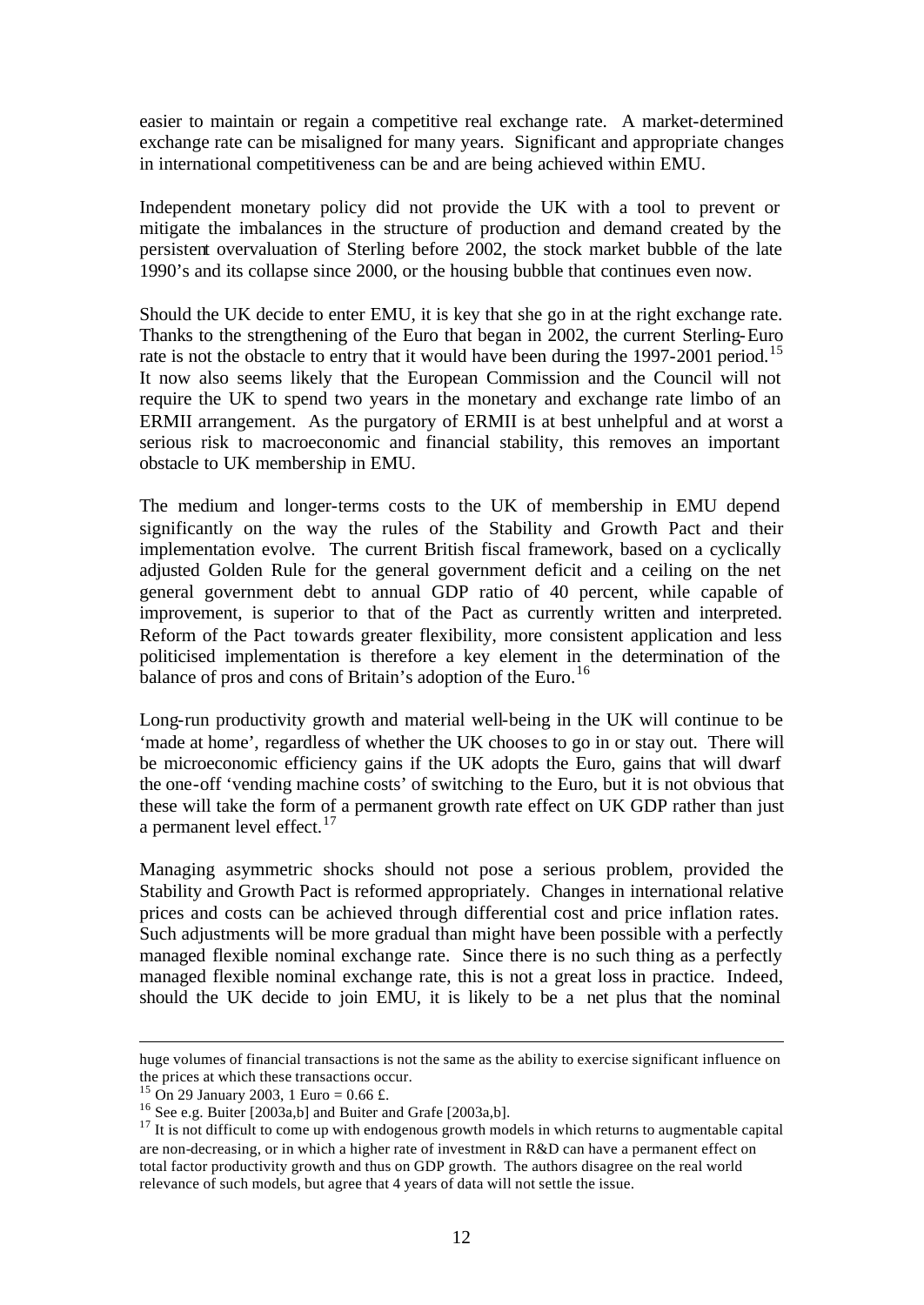easier to maintain or regain a competitive real exchange rate. A market-determined exchange rate can be misaligned for many years. Significant and appropriate changes in international competitiveness can be and are being achieved within EMU.

Independent monetary policy did not provide the UK with a tool to prevent or mitigate the imbalances in the structure of production and demand created by the persistent overvaluation of Sterling before 2002, the stock market bubble of the late 1990's and its collapse since 2000, or the housing bubble that continues even now.

Should the UK decide to enter EMU, it is key that she go in at the right exchange rate. Thanks to the strengthening of the Euro that began in 2002, the current Sterling-Euro rate is not the obstacle to entry that it would have been during the 1997-2001 period.[15] It now also seems likely that the European Commission and the Council will not require the UK to spend two years in the monetary and exchange rate limbo of an ERMII arrangement. As the purgatory of ERMII is at best unhelpful and at worst a serious risk to macroeconomic and financial stability, this removes an important obstacle to UK membership in EMU.

The medium and longer-terms costs to the UK of membership in EMU depend significantly on the way the rules of the Stability and Growth Pact and their implementation evolve. The current British fiscal framework, based on a cyclically adjusted Golden Rule for the general government deficit and a ceiling on the net general government debt to annual GDP ratio of 40 percent, while capable of improvement, is superior to that of the Pact as currently written and interpreted. Reform of the Pact towards greater flexibility, more consistent application and less politicised implementation is therefore a key element in the determination of the balance of pros and cons of Britain's adoption of the Euro.[16]

Long-run productivity growth and material well-being in the UK will continue to be 'made at home', regardless of whether the UK chooses to go in or stay out. There will be microeconomic efficiency gains if the UK adopts the Euro, gains that will dwarf the one-off 'vending machine costs' of switching to the Euro, but it is not obvious that these will take the form of a permanent growth rate effect on UK GDP rather than just a permanent level effect.[17]

Managing asymmetric shocks should not pose a serious problem, provided the Stability and Growth Pact is reformed appropriately. Changes in international relative prices and costs can be achieved through differential cost and price inflation rates. Such adjustments will be more gradual than might have been possible with a perfectly managed flexible nominal exchange rate. Since there is no such thing as a perfectly managed flexible nominal exchange rate, this is not a great loss in practice. Indeed, should the UK decide to join EMU, it is likely to be a net plus that the nominal

---

huge volumes of financial transactions is not the same as the ability to exercise significant influence on the prices at which these transactions occur.

[15] On 29 January 2003, 1 Euro = 0.66 £.

[16] See e.g. Buiter [2003a,b] and Buiter and Grafe [2003a,b].

[17] It is not difficult to come up with endogenous growth models in which returns to augmentable capital are non-decreasing, or in which a higher rate of investment in R&D can have a permanent effect on total factor productivity growth and thus on GDP growth. The authors disagree on the real world relevance of such models, but agree that 4 years of data will not settle the issue.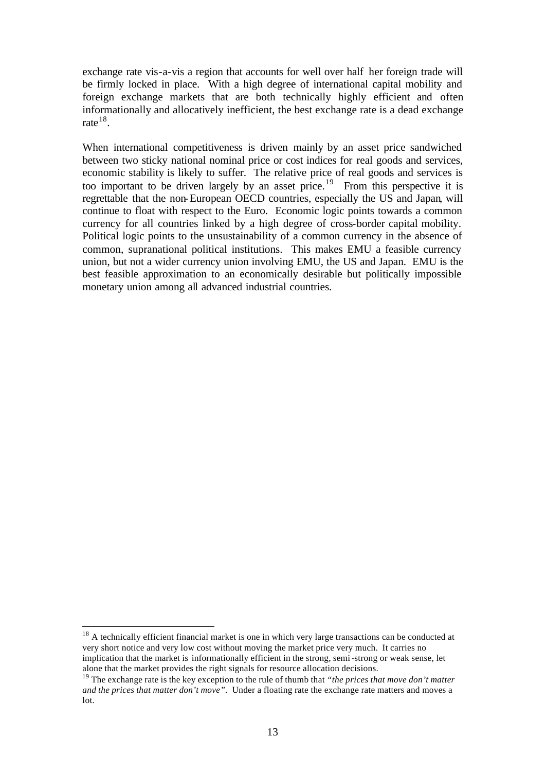exchange rate vis-a-vis a region that accounts for well over half her foreign trade will be firmly locked in place. With a high degree of international capital mobility and foreign exchange markets that are both technically highly efficient and often informationally and allocatively inefficient, the best exchange rate is a dead exchange rate[18].

When international competitiveness is driven mainly by an asset price sandwiched between two sticky national nominal price or cost indices for real goods and services, economic stability is likely to suffer. The relative price of real goods and services is too important to be driven largely by an asset price.[19] From this perspective it is regrettable that the non-European OECD countries, especially the US and Japan, will continue to float with respect to the Euro. Economic logic points towards a common currency for all countries linked by a high degree of cross-border capital mobility. Political logic points to the unsustainability of a common currency in the absence of common, supranational political institutions. This makes EMU a feasible currency union, but not a wider currency union involving EMU, the US and Japan. EMU is the best feasible approximation to an economically desirable but politically impossible monetary union among all advanced industrial countries.

---

[18] A technically efficient financial market is one in which very large transactions can be conducted at very short notice and very low cost without moving the market price very much. It carries no implication that the market is informationally efficient in the strong, semi-strong or weak sense, let alone that the market provides the right signals for resource allocation decisions.

[19] The exchange rate is the key exception to the rule of thumb that *"the prices that move don't matter and the prices that matter don't move"*. Under a floating rate the exchange rate matters and moves a lot.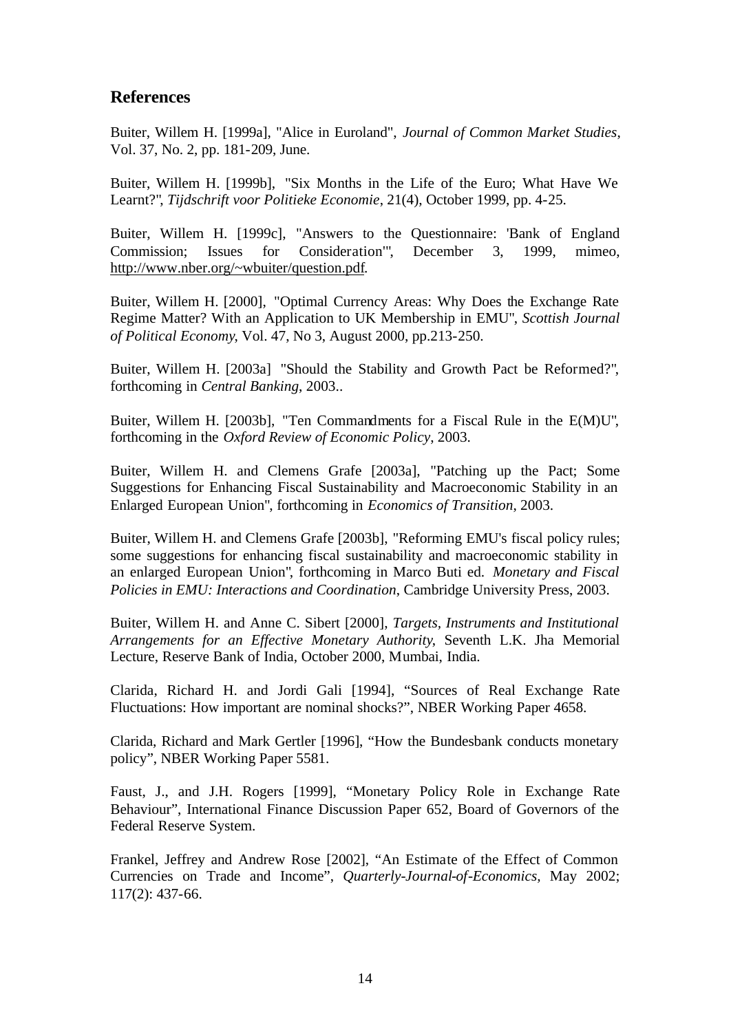## References

Buiter, Willem H. [1999a], "Alice in Euroland", *Journal of Common Market Studies*, Vol. 37, No. 2, pp. 181-209, June.

Buiter, Willem H. [1999b], "Six Months in the Life of the Euro; What Have We Learnt?", *Tijdschrift voor Politieke Economie*, 21(4), October 1999, pp. 4-25.

Buiter, Willem H. [1999c], "Answers to the Questionnaire: 'Bank of England Commission; Issues for Consideration'", December 3, 1999, mimeo, http://www.nber.org/~wbuiter/question.pdf.

Buiter, Willem H. [2000], "Optimal Currency Areas: Why Does the Exchange Rate Regime Matter? With an Application to UK Membership in EMU", *Scottish Journal of Political Economy*, Vol. 47, No 3, August 2000, pp.213-250.

Buiter, Willem H. [2003a] "Should the Stability and Growth Pact be Reformed?", forthcoming in *Central Banking*, 2003..

Buiter, Willem H. [2003b], "Ten Commandments for a Fiscal Rule in the E(M)U", forthcoming in the *Oxford Review of Economic Policy*, 2003.

Buiter, Willem H. and Clemens Grafe [2003a], "Patching up the Pact; Some Suggestions for Enhancing Fiscal Sustainability and Macroeconomic Stability in an Enlarged European Union", forthcoming in *Economics of Transition*, 2003.

Buiter, Willem H. and Clemens Grafe [2003b], "Reforming EMU's fiscal policy rules; some suggestions for enhancing fiscal sustainability and macroeconomic stability in an enlarged European Union", forthcoming in Marco Buti ed. *Monetary and Fiscal Policies in EMU: Interactions and Coordination*, Cambridge University Press, 2003.

Buiter, Willem H. and Anne C. Sibert [2000], *Targets, Instruments and Institutional Arrangements for an Effective Monetary Authority*, Seventh L.K. Jha Memorial Lecture, Reserve Bank of India, October 2000, Mumbai, India.

Clarida, Richard H. and Jordi Gali [1994], "Sources of Real Exchange Rate Fluctuations: How important are nominal shocks?", NBER Working Paper 4658.

Clarida, Richard and Mark Gertler [1996], "How the Bundesbank conducts monetary policy", NBER Working Paper 5581.

Faust, J., and J.H. Rogers [1999], "Monetary Policy Role in Exchange Rate Behaviour", International Finance Discussion Paper 652, Board of Governors of the Federal Reserve System.

Frankel, Jeffrey and Andrew Rose [2002], "An Estimate of the Effect of Common Currencies on Trade and Income", *Quarterly-Journal-of-Economics*, May 2002; 117(2): 437-66.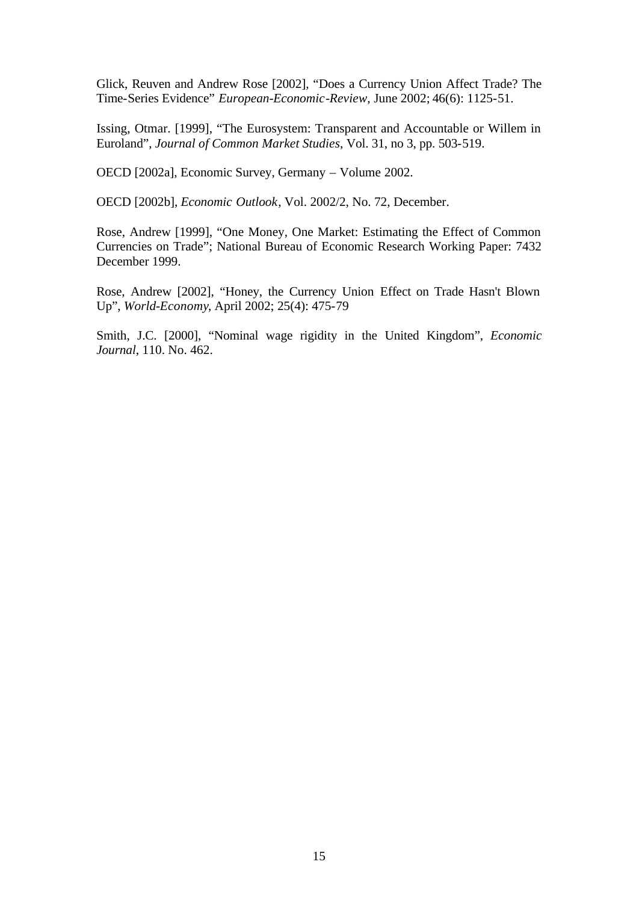Glick, Reuven and Andrew Rose [2002], “Does a Currency Union Affect Trade? The Time-Series Evidence” *European-Economic-Review*, June 2002; 46(6): 1125-51.

Issing, Otmar. [1999], “The Eurosystem: Transparent and Accountable or Willem in Euroland”, *Journal of Common Market Studies*, Vol. 31, no 3, pp. 503-519.

OECD [2002a], Economic Survey, Germany – Volume 2002.

OECD [2002b], *Economic Outlook*, Vol. 2002/2, No. 72, December.

Rose, Andrew [1999], “One Money, One Market: Estimating the Effect of Common Currencies on Trade”; National Bureau of Economic Research Working Paper: 7432 December 1999.

Rose, Andrew [2002], “Honey, the Currency Union Effect on Trade Hasn't Blown Up”, *World-Economy*, April 2002; 25(4): 475-79

Smith, J.C. [2000], “Nominal wage rigidity in the United Kingdom”, *Economic Journal*, 110. No. 462.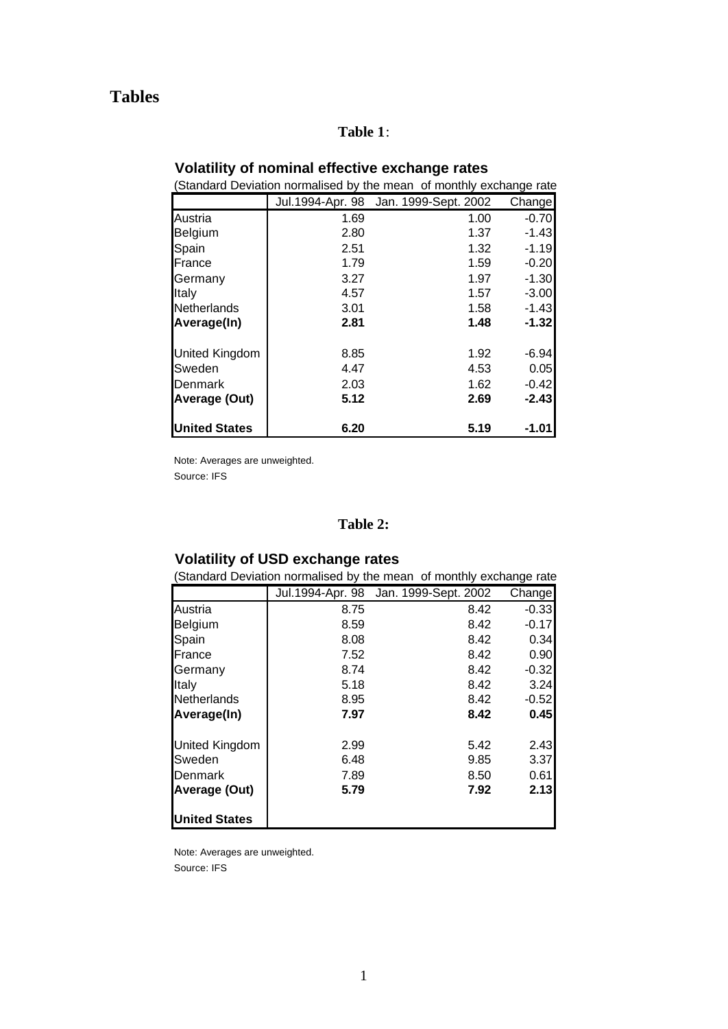# Tables

**Table 1**:

### Volatility of nominal effective exchange rates

(Standard Deviation normalised by the mean of monthly exchange rate

| | Jul.1994-Apr. 98 | Jan. 1999-Sept. 2002 | Change |
|---|---|---|---|
| Austria | 1.69 | 1.00 | -0.70 |
| Belgium | 2.80 | 1.37 | -1.43 |
| Spain | 2.51 | 1.32 | -1.19 |
| France | 1.79 | 1.59 | -0.20 |
| Germany | 3.27 | 1.97 | -1.30 |
| Italy | 4.57 | 1.57 | -3.00 |
| Netherlands | 3.01 | 1.58 | -1.43 |
| **Average(In)** | **2.81** | **1.48** | **-1.32** |
| | | | |
| United Kingdom | 8.85 | 1.92 | -6.94 |
| Sweden | 4.47 | 4.53 | 0.05 |
| Denmark | 2.03 | 1.62 | -0.42 |
| **Average (Out)** | **5.12** | **2.69** | **-2.43** |
| | | | |
| **United States** | **6.20** | **5.19** | **-1.01** |

Note: Averages are unweighted.
Source: IFS

**Table 2:**

### Volatility of USD exchange rates

(Standard Deviation normalised by the mean of monthly exchange rate

| | Jul.1994-Apr. 98 | Jan. 1999-Sept. 2002 | Change |
|---|---|---|---|
| Austria | 8.75 | 8.42 | -0.33 |
| Belgium | 8.59 | 8.42 | -0.17 |
| Spain | 8.08 | 8.42 | 0.34 |
| France | 7.52 | 8.42 | 0.90 |
| Germany | 8.74 | 8.42 | -0.32 |
| Italy | 5.18 | 8.42 | 3.24 |
| Netherlands | 8.95 | 8.42 | -0.52 |
| **Average(In)** | **7.97** | **8.42** | **0.45** |
| | | | |
| United Kingdom | 2.99 | 5.42 | 2.43 |
| Sweden | 6.48 | 9.85 | 3.37 |
| Denmark | 7.89 | 8.50 | 0.61 |
| **Average (Out)** | **5.79** | **7.92** | **2.13** |
| | | | |
| **United States** | | | |

Note: Averages are unweighted.
Source: IFS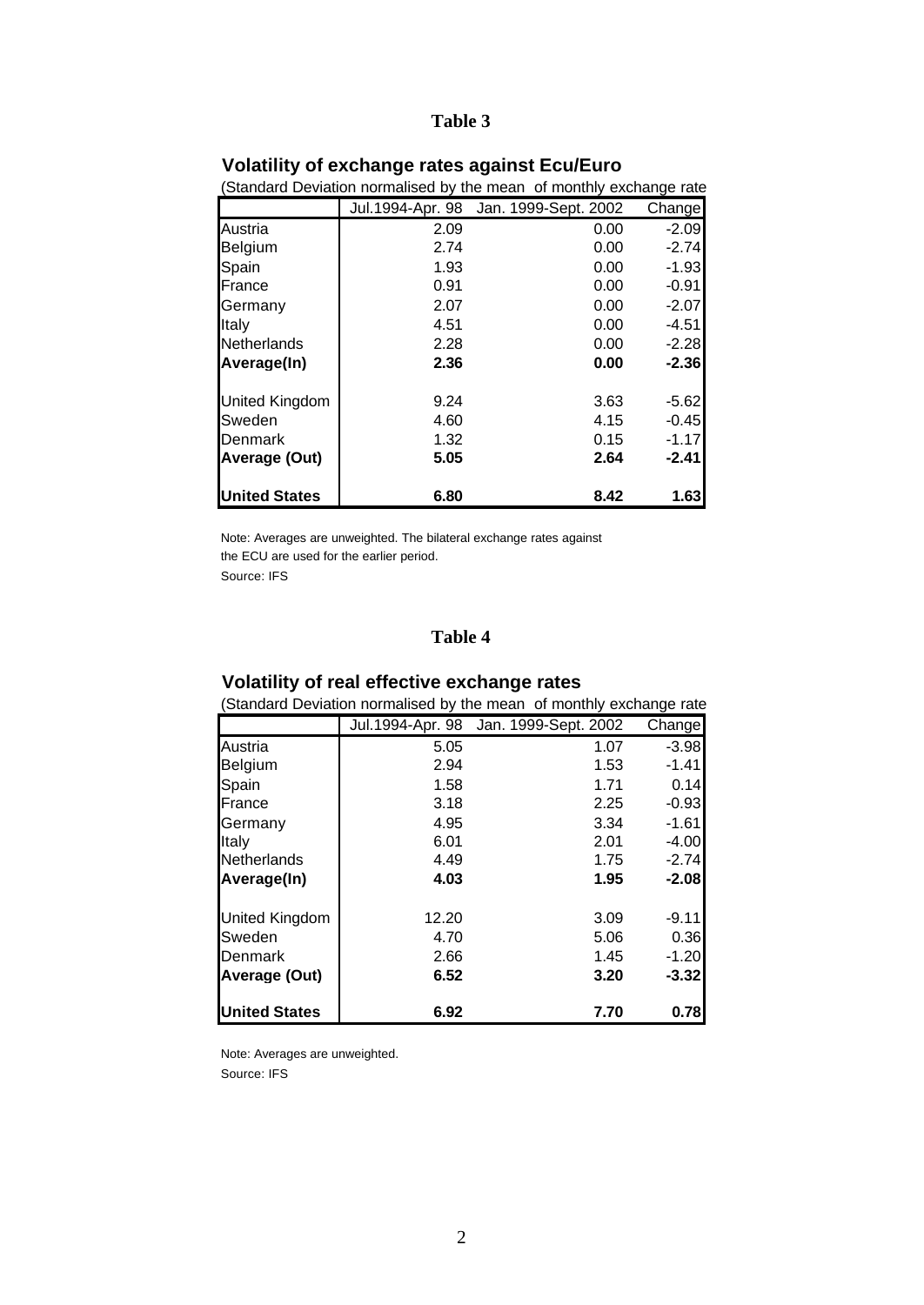**Table 3**

### Volatility of exchange rates against Ecu/Euro

(Standard Deviation normalised by the mean of monthly exchange rate

| | Jul.1994-Apr. 98 | Jan. 1999-Sept. 2002 | Change |
|---|---|---|---|
| Austria | 2.09 | 0.00 | -2.09 |
| Belgium | 2.74 | 0.00 | -2.74 |
| Spain | 1.93 | 0.00 | -1.93 |
| France | 0.91 | 0.00 | -0.91 |
| Germany | 2.07 | 0.00 | -2.07 |
| Italy | 4.51 | 0.00 | -4.51 |
| Netherlands | 2.28 | 0.00 | -2.28 |
| **Average(In)** | **2.36** | **0.00** | **-2.36** |
| | | | |
| United Kingdom | 9.24 | 3.63 | -5.62 |
| Sweden | 4.60 | 4.15 | -0.45 |
| Denmark | 1.32 | 0.15 | -1.17 |
| **Average (Out)** | **5.05** | **2.64** | **-2.41** |
| | | | |
| **United States** | **6.80** | **8.42** | **1.63** |

Note: Averages are unweighted. The bilateral exchange rates against the ECU are used for the earlier period.

Source: IFS

**Table 4**

### Volatility of real effective exchange rates

(Standard Deviation normalised by the mean of monthly exchange rate

| | Jul.1994-Apr. 98 | Jan. 1999-Sept. 2002 | Change |
|---|---|---|---|
| Austria | 5.05 | 1.07 | -3.98 |
| Belgium | 2.94 | 1.53 | -1.41 |
| Spain | 1.58 | 1.71 | 0.14 |
| France | 3.18 | 2.25 | -0.93 |
| Germany | 4.95 | 3.34 | -1.61 |
| Italy | 6.01 | 2.01 | -4.00 |
| Netherlands | 4.49 | 1.75 | -2.74 |
| **Average(In)** | **4.03** | **1.95** | **-2.08** |
| | | | |
| United Kingdom | 12.20 | 3.09 | -9.11 |
| Sweden | 4.70 | 5.06 | 0.36 |
| Denmark | 2.66 | 1.45 | -1.20 |
| **Average (Out)** | **6.52** | **3.20** | **-3.32** |
| | | | |
| **United States** | **6.92** | **7.70** | **0.78** |

Note: Averages are unweighted.

Source: IFS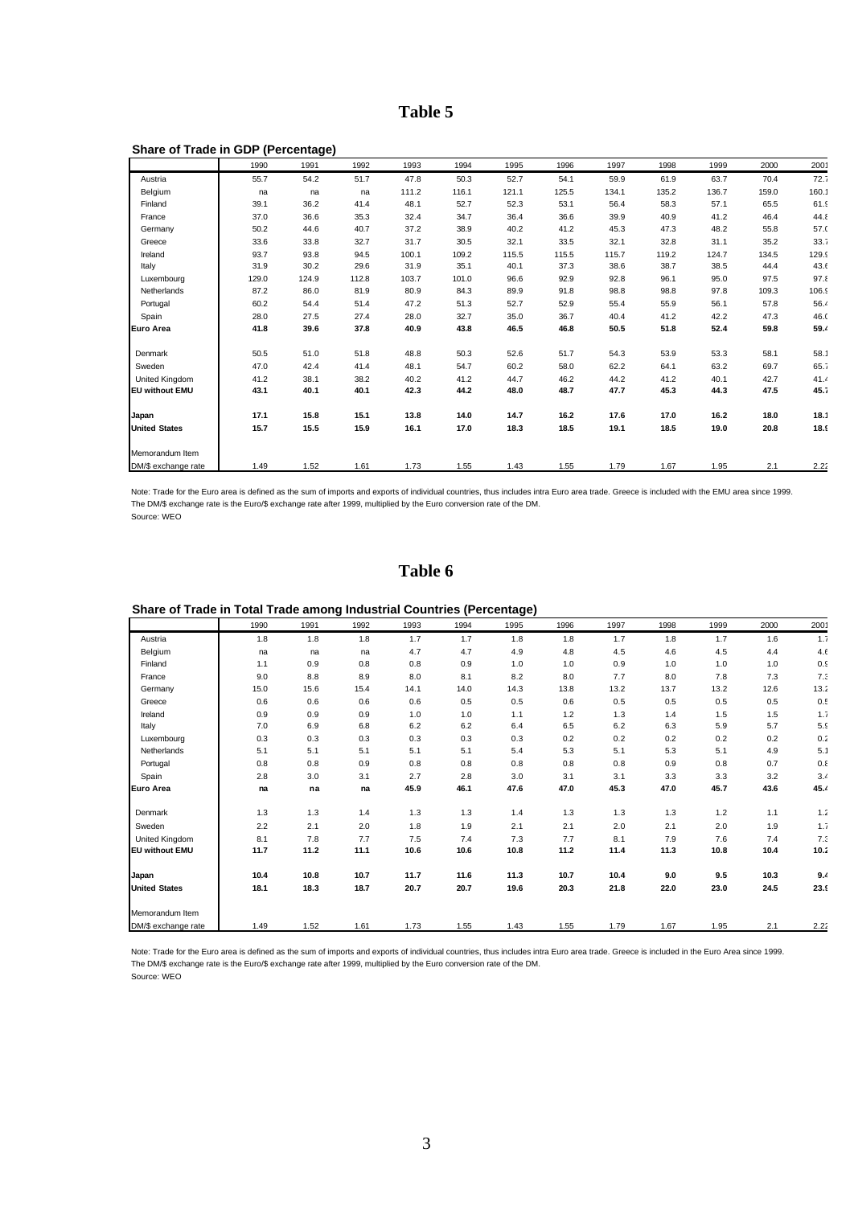# Table 5

**Share of Trade in GDP (Percentage)**

| | 1990 | 1991 | 1992 | 1993 | 1994 | 1995 | 1996 | 1997 | 1998 | 1999 | 2000 | 2001 |
|---|---|---|---|---|---|---|---|---|---|---|---|---|
| Austria | 55.7 | 54.2 | 51.7 | 47.8 | 50.3 | 52.7 | 54.1 | 59.9 | 61.9 | 63.7 | 70.4 | 72.7 |
| Belgium | na | na | na | 111.2 | 116.1 | 121.1 | 125.5 | 134.1 | 135.2 | 136.7 | 159.0 | 160.1 |
| Finland | 39.1 | 36.2 | 41.4 | 48.1 | 52.7 | 52.3 | 53.1 | 56.4 | 58.3 | 57.1 | 65.5 | 61.9 |
| France | 37.0 | 36.6 | 35.3 | 32.4 | 34.7 | 36.4 | 36.6 | 39.9 | 40.9 | 41.2 | 46.4 | 44.8 |
| Germany | 50.2 | 44.6 | 40.7 | 37.2 | 38.9 | 40.2 | 41.2 | 45.3 | 47.3 | 48.2 | 55.8 | 57.0 |
| Greece | 33.6 | 33.8 | 32.7 | 31.7 | 30.5 | 32.1 | 33.5 | 32.1 | 32.8 | 31.1 | 35.2 | 33.7 |
| Ireland | 93.7 | 93.8 | 94.5 | 100.1 | 109.2 | 115.5 | 115.5 | 115.7 | 119.2 | 124.7 | 134.5 | 129.9 |
| Italy | 31.9 | 30.2 | 29.6 | 31.9 | 35.1 | 40.1 | 37.3 | 38.6 | 38.7 | 38.5 | 44.4 | 43.6 |
| Luxembourg | 129.0 | 124.9 | 112.8 | 103.7 | 101.0 | 96.6 | 92.9 | 92.8 | 96.1 | 95.0 | 97.5 | 97.8 |
| Netherlands | 87.2 | 86.0 | 81.9 | 80.9 | 84.3 | 89.9 | 91.8 | 98.8 | 98.8 | 97.8 | 109.3 | 106.9 |
| Portugal | 60.2 | 54.4 | 51.4 | 47.2 | 51.3 | 52.7 | 52.9 | 55.4 | 55.9 | 56.1 | 57.8 | 56.4 |
| Spain | 28.0 | 27.5 | 27.4 | 28.0 | 32.7 | 35.0 | 36.7 | 40.4 | 41.2 | 42.2 | 47.3 | 46.0 |
| **Euro Area** | **41.8** | **39.6** | **37.8** | **40.9** | **43.8** | **46.5** | **46.8** | **50.5** | **51.8** | **52.4** | **59.8** | **59.4** |
| Denmark | 50.5 | 51.0 | 51.8 | 48.8 | 50.3 | 52.6 | 51.7 | 54.3 | 53.9 | 53.3 | 58.1 | 58.1 |
| Sweden | 47.0 | 42.4 | 41.4 | 48.1 | 54.7 | 60.2 | 58.0 | 62.2 | 64.1 | 63.2 | 69.7 | 65.7 |
| United Kingdom | 41.2 | 38.1 | 38.2 | 40.2 | 41.2 | 44.7 | 46.2 | 44.2 | 41.2 | 40.1 | 42.7 | 41.4 |
| **EU without EMU** | **43.1** | **40.1** | **40.1** | **42.3** | **44.2** | **48.0** | **48.7** | **47.7** | **45.3** | **44.3** | **47.5** | **45.7** |
| **Japan** | **17.1** | **15.8** | **15.1** | **13.8** | **14.0** | **14.7** | **16.2** | **17.6** | **17.0** | **16.2** | **18.0** | **18.1** |
| **United States** | **15.7** | **15.5** | **15.9** | **16.1** | **17.0** | **18.3** | **18.5** | **19.1** | **18.5** | **19.0** | **20.8** | **18.9** |
| Memorandum Item | | | | | | | | | | | | |
| DM/$ exchange rate | 1.49 | 1.52 | 1.61 | 1.73 | 1.55 | 1.43 | 1.55 | 1.79 | 1.67 | 1.95 | 2.1 | 2.22 |

Note: Trade for the Euro area is defined as the sum of imports and exports of individual countries, thus includes intra Euro area trade. Greece is included with the EMU area since 1999.
The DM/$ exchange rate is the Euro/$ exchange rate after 1999, multiplied by the Euro conversion rate of the DM.
Source: WEO

# Table 6

**Share of Trade in Total Trade among Industrial Countries (Percentage)**

| | 1990 | 1991 | 1992 | 1993 | 1994 | 1995 | 1996 | 1997 | 1998 | 1999 | 2000 | 2001 |
|---|---|---|---|---|---|---|---|---|---|---|---|---|
| Austria | 1.8 | 1.8 | 1.8 | 1.7 | 1.7 | 1.8 | 1.8 | 1.7 | 1.8 | 1.7 | 1.6 | 1.7 |
| Belgium | na | na | na | 4.7 | 4.7 | 4.9 | 4.8 | 4.5 | 4.6 | 4.5 | 4.4 | 4.6 |
| Finland | 1.1 | 0.9 | 0.8 | 0.8 | 0.9 | 1.0 | 1.0 | 0.9 | 1.0 | 1.0 | 1.0 | 0.9 |
| France | 9.0 | 8.8 | 8.9 | 8.0 | 8.1 | 8.2 | 8.0 | 7.7 | 8.0 | 7.8 | 7.3 | 7.3 |
| Germany | 15.0 | 15.6 | 15.4 | 14.1 | 14.0 | 14.3 | 13.8 | 13.2 | 13.7 | 13.2 | 12.6 | 13.2 |
| Greece | 0.6 | 0.6 | 0.6 | 0.6 | 0.5 | 0.5 | 0.6 | 0.5 | 0.5 | 0.5 | 0.5 | 0.5 |
| Ireland | 0.9 | 0.9 | 0.9 | 1.0 | 1.0 | 1.1 | 1.2 | 1.3 | 1.4 | 1.5 | 1.5 | 1.7 |
| Italy | 7.0 | 6.9 | 6.8 | 6.2 | 6.2 | 6.4 | 6.5 | 6.2 | 6.3 | 5.9 | 5.7 | 5.9 |
| Luxembourg | 0.3 | 0.3 | 0.3 | 0.3 | 0.3 | 0.3 | 0.2 | 0.2 | 0.2 | 0.2 | 0.2 | 0.2 |
| Netherlands | 5.1 | 5.1 | 5.1 | 5.1 | 5.1 | 5.4 | 5.3 | 5.1 | 5.3 | 5.1 | 4.9 | 5.1 |
| Portugal | 0.8 | 0.8 | 0.9 | 0.8 | 0.8 | 0.8 | 0.8 | 0.8 | 0.9 | 0.8 | 0.7 | 0.8 |
| Spain | 2.8 | 3.0 | 3.1 | 2.7 | 2.8 | 3.0 | 3.1 | 3.1 | 3.3 | 3.3 | 3.2 | 3.4 |
| **Euro Area** | **na** | **na** | **na** | **45.9** | **46.1** | **47.6** | **47.0** | **45.3** | **47.0** | **45.7** | **43.6** | **45.4** |
| Denmark | 1.3 | 1.3 | 1.4 | 1.3 | 1.3 | 1.4 | 1.3 | 1.3 | 1.3 | 1.2 | 1.1 | 1.2 |
| Sweden | 2.2 | 2.1 | 2.0 | 1.8 | 1.9 | 2.1 | 2.1 | 2.0 | 2.1 | 2.0 | 1.9 | 1.7 |
| United Kingdom | 8.1 | 7.8 | 7.7 | 7.5 | 7.4 | 7.3 | 7.7 | 8.1 | 7.9 | 7.6 | 7.4 | 7.3 |
| **EU without EMU** | **11.7** | **11.2** | **11.1** | **10.6** | **10.6** | **10.8** | **11.2** | **11.4** | **11.3** | **10.8** | **10.4** | **10.2** |
| **Japan** | **10.4** | **10.8** | **10.7** | **11.7** | **11.6** | **11.3** | **10.7** | **10.4** | **9.0** | **9.5** | **10.3** | **9.4** |
| **United States** | **18.1** | **18.3** | **18.7** | **20.7** | **20.7** | **19.6** | **20.3** | **21.8** | **22.0** | **23.0** | **24.5** | **23.9** |
| Memorandum Item | | | | | | | | | | | | |
| DM/$ exchange rate | 1.49 | 1.52 | 1.61 | 1.73 | 1.55 | 1.43 | 1.55 | 1.79 | 1.67 | 1.95 | 2.1 | 2.22 |

Note: Trade for the Euro area is defined as the sum of imports and exports of individual countries, thus includes intra Euro area trade. Greece is included in the Euro Area since 1999.
The DM/$ exchange rate is the Euro/$ exchange rate after 1999, multiplied by the Euro conversion rate of the DM.
Source: WEO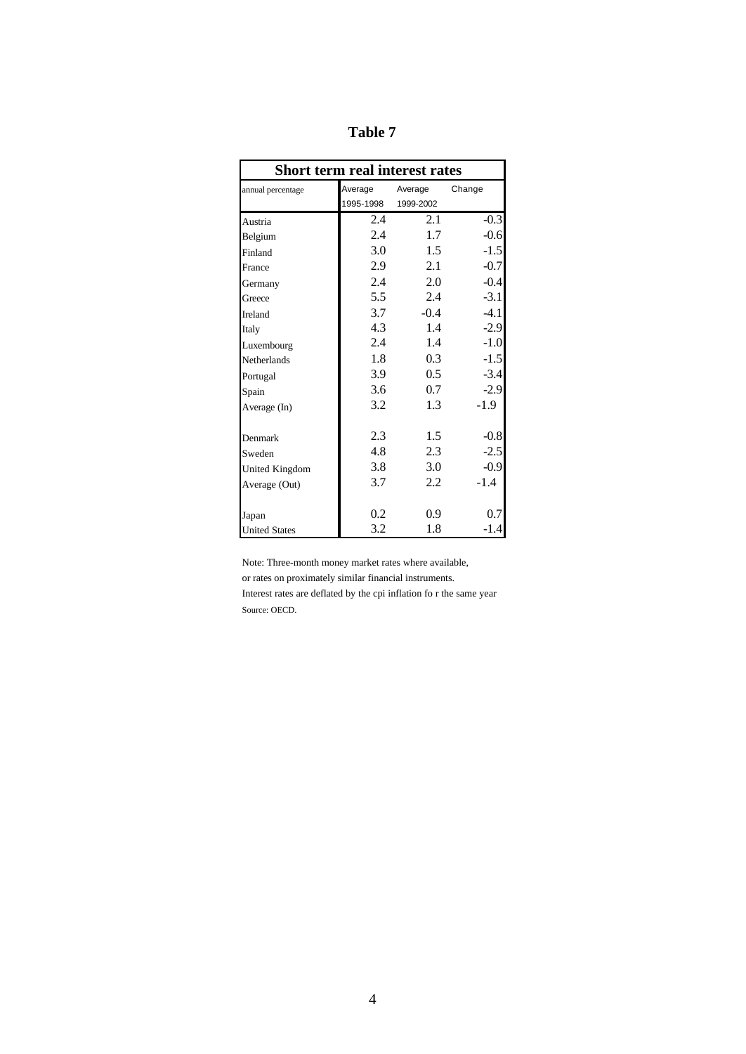**Table 7**

| Short term real interest rates | | | |
|---|---|---|---|
| annual percentage | Average 1995-1998 | Average 1999-2002 | Change |
| Austria | 2.4 | 2.1 | -0.3 |
| Belgium | 2.4 | 1.7 | -0.6 |
| Finland | 3.0 | 1.5 | -1.5 |
| France | 2.9 | 2.1 | -0.7 |
| Germany | 2.4 | 2.0 | -0.4 |
| Greece | 5.5 | 2.4 | -3.1 |
| Ireland | 3.7 | -0.4 | -4.1 |
| Italy | 4.3 | 1.4 | -2.9 |
| Luxembourg | 2.4 | 1.4 | -1.0 |
| Netherlands | 1.8 | 0.3 | -1.5 |
| Portugal | 3.9 | 0.5 | -3.4 |
| Spain | 3.6 | 0.7 | -2.9 |
| Average (In) | 3.2 | 1.3 | -1.9 |
| | | | |
| Denmark | 2.3 | 1.5 | -0.8 |
| Sweden | 4.8 | 2.3 | -2.5 |
| United Kingdom | 3.8 | 3.0 | -0.9 |
| Average (Out) | 3.7 | 2.2 | -1.4 |
| | | | |
| Japan | 0.2 | 0.9 | 0.7 |
| United States | 3.2 | 1.8 | -1.4 |

Note: Three-month money market rates where available,
or rates on proximately similar financial instruments.
Interest rates are deflated by the cpi inflation fo r the same year
Source: OECD.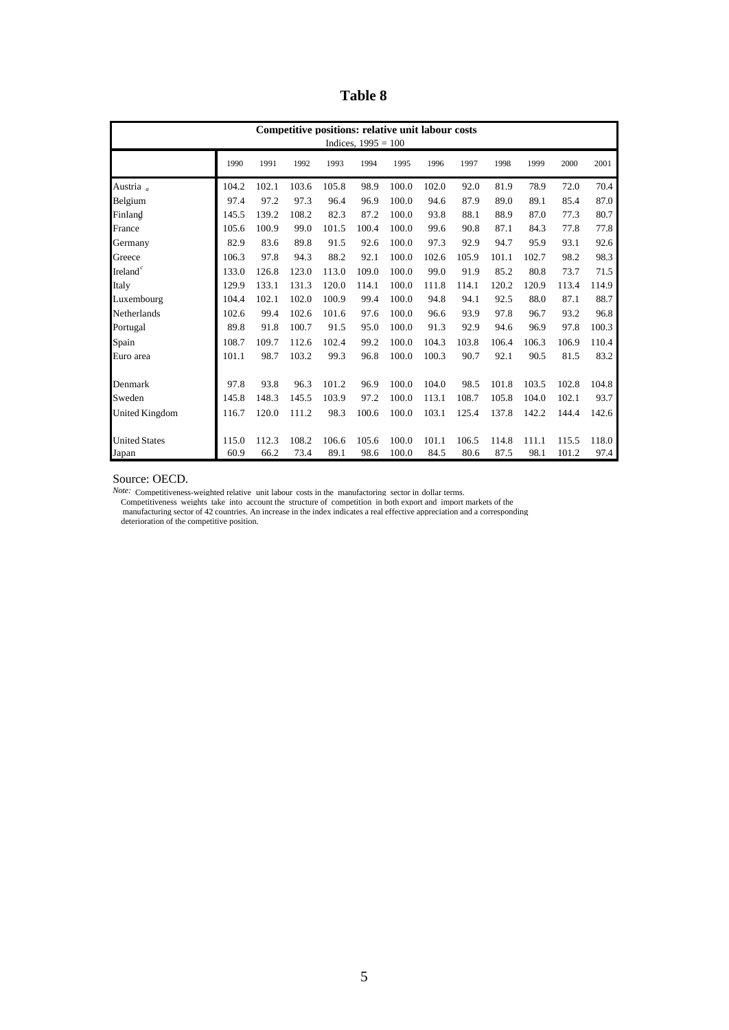# Table 8

| Competitive positions: relative unit labour costs<br>Indices, 1995 = 100 | | | | | | | | | | | | |
|---|---|---|---|---|---|---|---|---|---|---|---|---|
| | 1990 | 1991 | 1992 | 1993 | 1994 | 1995 | 1996 | 1997 | 1998 | 1999 | 2000 | 2001 |
| Austria [a] | 104.2 | 102.1 | 103.6 | 105.8 | 98.9 | 100.0 | 102.0 | 92.0 | 81.9 | 78.9 | 72.0 | 70.4 |
| Belgium | 97.4 | 97.2 | 97.3 | 96.4 | 96.9 | 100.0 | 94.6 | 87.9 | 89.0 | 89.1 | 85.4 | 87.0 |
| Finland [b] | 145.5 | 139.2 | 108.2 | 82.3 | 87.2 | 100.0 | 93.8 | 88.1 | 88.9 | 87.0 | 77.3 | 80.7 |
| France | 105.6 | 100.9 | 99.0 | 101.5 | 100.4 | 100.0 | 99.6 | 90.8 | 87.1 | 84.3 | 77.8 | 77.8 |
| Germany | 82.9 | 83.6 | 89.8 | 91.5 | 92.6 | 100.0 | 97.3 | 92.9 | 94.7 | 95.9 | 93.1 | 92.6 |
| Greece | 106.3 | 97.8 | 94.3 | 88.2 | 92.1 | 100.0 | 102.6 | 105.9 | 101.1 | 102.7 | 98.2 | 98.3 |
| Ireland [c] | 133.0 | 126.8 | 123.0 | 113.0 | 109.0 | 100.0 | 99.0 | 91.9 | 85.2 | 80.8 | 73.7 | 71.5 |
| Italy | 129.9 | 133.1 | 131.3 | 120.0 | 114.1 | 100.0 | 111.8 | 114.1 | 120.2 | 120.9 | 113.4 | 114.9 |
| Luxembourg | 104.4 | 102.1 | 102.0 | 100.9 | 99.4 | 100.0 | 94.8 | 94.1 | 92.5 | 88.0 | 87.1 | 88.7 |
| Netherlands | 102.6 | 99.4 | 102.6 | 101.6 | 97.6 | 100.0 | 96.6 | 93.9 | 97.8 | 96.7 | 93.2 | 96.8 |
| Portugal | 89.8 | 91.8 | 100.7 | 91.5 | 95.0 | 100.0 | 91.3 | 92.9 | 94.6 | 96.9 | 97.8 | 100.3 |
| Spain | 108.7 | 109.7 | 112.6 | 102.4 | 99.2 | 100.0 | 104.3 | 103.8 | 106.4 | 106.3 | 106.9 | 110.4 |
| Euro area | 101.1 | 98.7 | 103.2 | 99.3 | 96.8 | 100.0 | 100.3 | 90.7 | 92.1 | 90.5 | 81.5 | 83.2 |
| | | | | | | | | | | | | |
| Denmark | 97.8 | 93.8 | 96.3 | 101.2 | 96.9 | 100.0 | 104.0 | 98.5 | 101.8 | 103.5 | 102.8 | 104.8 |
| Sweden | 145.8 | 148.3 | 145.5 | 103.9 | 97.2 | 100.0 | 113.1 | 108.7 | 105.8 | 104.0 | 102.1 | 93.7 |
| United Kingdom | 116.7 | 120.0 | 111.2 | 98.3 | 100.6 | 100.0 | 103.1 | 125.4 | 137.8 | 142.2 | 144.4 | 142.6 |
| | | | | | | | | | | | | |
| United States | 115.0 | 112.3 | 108.2 | 106.6 | 105.6 | 100.0 | 101.1 | 106.5 | 114.8 | 111.1 | 115.5 | 118.0 |
| Japan | 60.9 | 66.2 | 73.4 | 89.1 | 98.6 | 100.0 | 84.5 | 80.6 | 87.5 | 98.1 | 101.2 | 97.4 |

Source: OECD.

*Note:* Competitiveness-weighted relative unit labour costs in the manufacturing sector in dollar terms. Competitiveness weights take into account the structure of competition in both export and import markets of the manufacturing sector of 42 countries. An increase in the index indicates a real effective appreciation and a corresponding deterioration of the competitive position.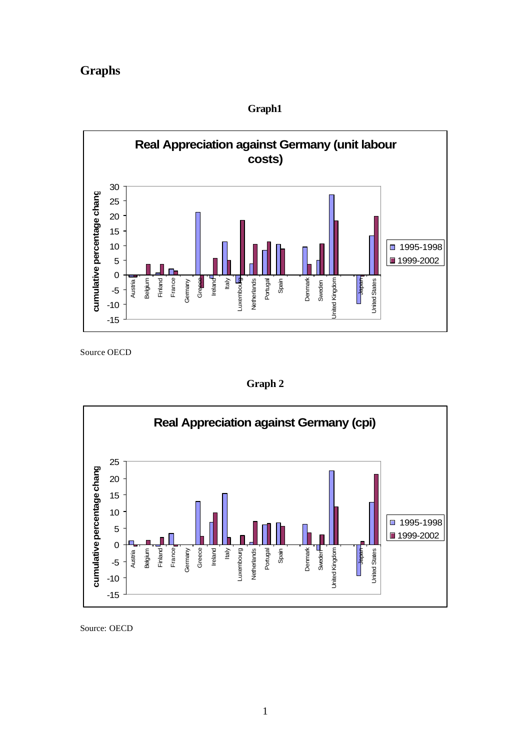# Graphs

**Graph1**

Source OECD

**Graph 2**

Source: OECD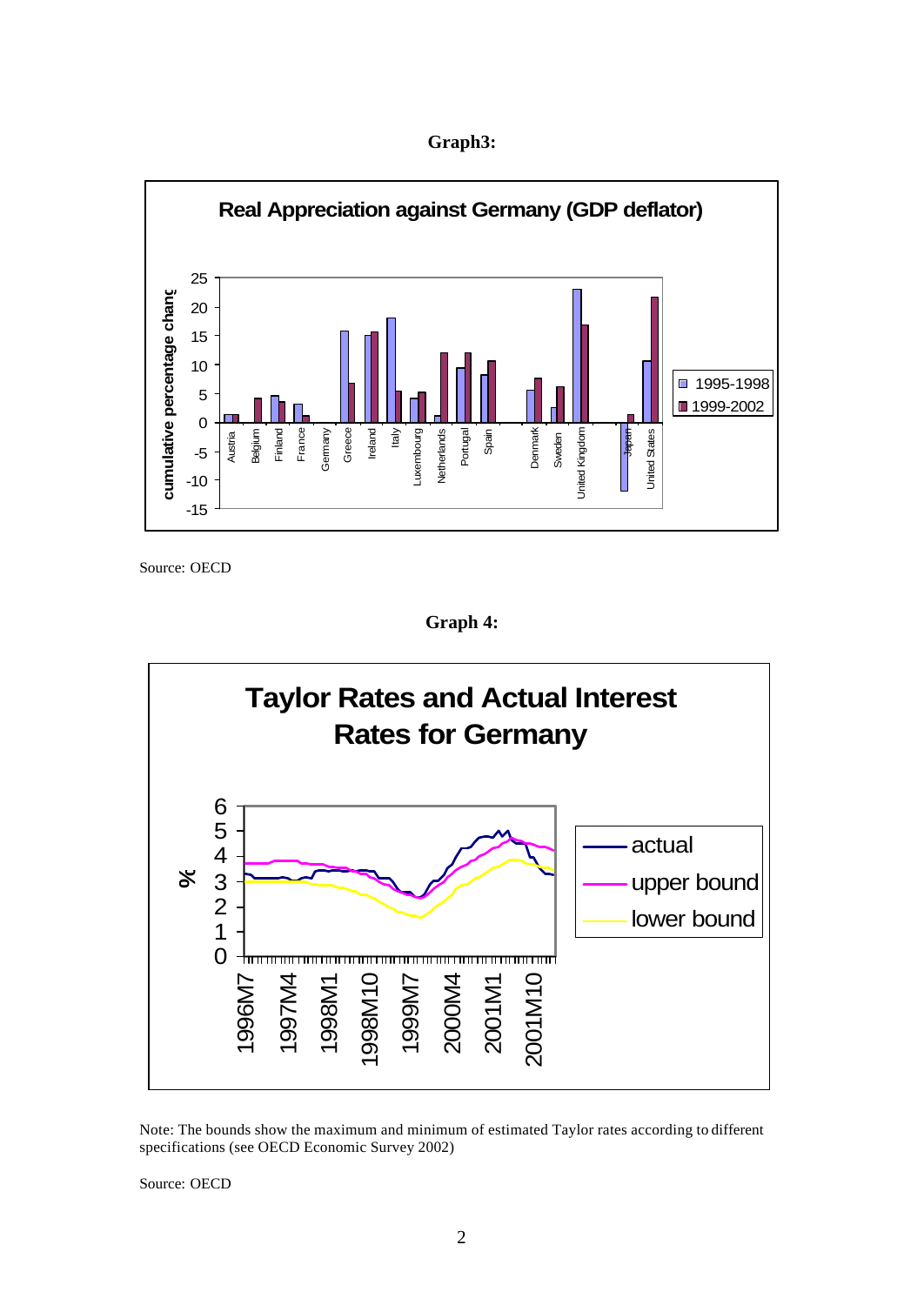**Graph3:**

Real Appreciation against Germany (GDP deflator)

cumulative percentage chang

25
20
15
10
5
0
-5
-10
-15

Austria
Belgium
Finland
France
Germany
Greece
Ireland
Italy
Luxembourg
Netherlands
Portugal
Spain
Denmark
Sweden
United Kingdom
Japan
United States

1995-1998
1999-2002

Source: OECD

**Graph 4:**

Taylor Rates and Actual Interest Rates for Germany

%

6
5
4
3
2
1
0

1996M7
1997M4
1998M1
1998M10
1999M7
2000M4
2001M1
2001M10

actual
upper bound
lower bound

Note: The bounds show the maximum and minimum of estimated Taylor rates according to different specifications (see OECD Economic Survey 2002)

Source: OECD